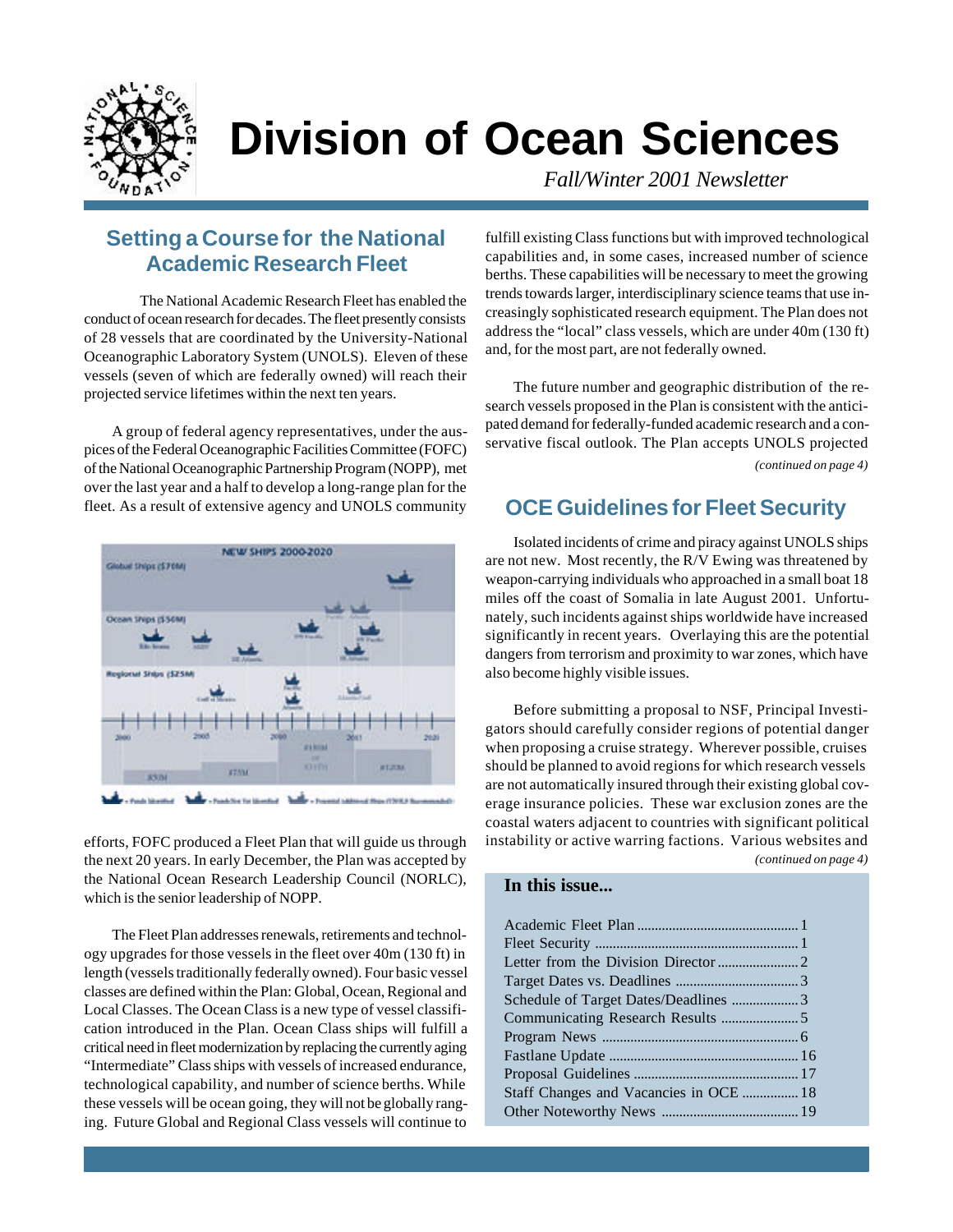# Division of Ocean Sciences

*Fall/Winter 2001 Newsletter*

## Setting a Course for the National Academic Research Fleet

The National Academic Research Fleet has enabled the conduct of ocean research for decades. The fleet presently consists of 28 vessels that are coordinated by the University-National Oceanographic Laboratory System (UNOLS). Eleven of these vessels (seven of which are federally owned) will reach their projected service lifetimes within the next ten years.

A group of federal agency representatives, under the auspices of the Federal Oceanographic Facilities Committee (FOFC) of the National Oceanographic Partnership Program (NOPP), met over the last year and a half to develop a long-range plan for the fleet. As a result of extensive agency and UNOLS community efforts, FOFC produced a Fleet Plan that will guide us through the next 20 years. In early December, the Plan was accepted by the National Ocean Research Leadership Council (NORLC), which is the senior leadership of NOPP.

The Fleet Plan addresses renewals, retirements and technology upgrades for those vessels in the fleet over 40m (130 ft) in length (vessels traditionally federally owned). Four basic vessel classes are defined within the Plan: Global, Ocean, Regional and Local Classes. The Ocean Class is a new type of vessel classification introduced in the Plan. Ocean Class ships will fulfill a critical need in fleet modernization by replacing the currently aging "Intermediate" Class ships with vessels of increased endurance, technological capability, and number of science berths. While these vessels will be ocean going, they will not be globally ranging. Future Global and Regional Class vessels will continue to fulfill existing Class functions but with improved technological capabilities and, in some cases, increased number of science berths. These capabilities will be necessary to meet the growing trends towards larger, interdisciplinary science teams that use increasingly sophisticated research equipment. The Plan does not address the "local" class vessels, which are under 40m (130 ft) and, for the most part, are not federally owned.

The future number and geographic distribution of the research vessels proposed in the Plan is consistent with the anticipated demand for federally-funded academic research and a conservative fiscal outlook. The Plan accepts UNOLS projected

*(continued on page 4)*

## OCE Guidelines for Fleet Security

Isolated incidents of crime and piracy against UNOLS ships are not new. Most recently, the R/V Ewing was threatened by weapon-carrying individuals who approached in a small boat 18 miles off the coast of Somalia in late August 2001. Unfortunately, such incidents against ships worldwide have increased significantly in recent years. Overlaying this are the potential dangers from terrorism and proximity to war zones, which have also become highly visible issues.

Before submitting a proposal to NSF, Principal Investigators should carefully consider regions of potential danger when proposing a cruise strategy. Wherever possible, cruises should be planned to avoid regions for which research vessels are not automatically insured through their existing global coverage insurance policies. These war exclusion zones are the coastal waters adjacent to countries with significant political instability or active warring factions. Various websites and

*(continued on page 4)*

### In this issue...

| | |
|---|---|
| Academic Fleet Plan | 1 |
| Fleet Security | 1 |
| Letter from the Division Director | 2 |
| Target Dates vs. Deadlines | 3 |
| Schedule of Target Dates/Deadlines | 3 |
| Communicating Research Results | 5 |
| Program News | 6 |
| Fastlane Update | 16 |
| Proposal Guidelines | 17 |
| Staff Changes and Vacancies in OCE | 18 |
| Other Noteworthy News | 19 |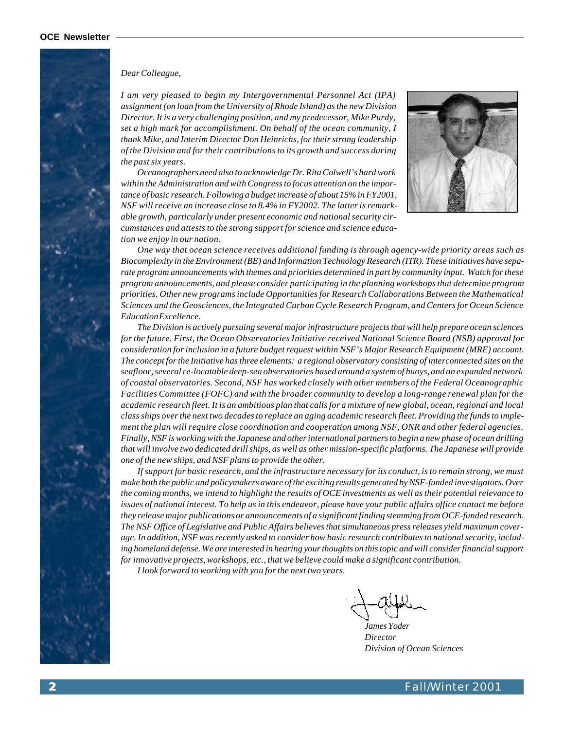*Dear Colleague,*

*I am very pleased to begin my Intergovernmental Personnel Act (IPA) assignment (on loan from the University of Rhode Island) as the new Division Director. It is a very challenging position, and my predecessor, Mike Purdy, set a high mark for accomplishment. On behalf of the ocean community, I thank Mike, and Interim Director Don Heinrichs, for their strong leadership of the Division and for their contributions to its growth and success during the past six years.*

*Oceanographers need also to acknowledge Dr. Rita Colwell's hard work within the Administration and with Congress to focus attention on the importance of basic research. Following a budget increase of about 15% in FY2001, NSF will receive an increase close to 8.4% in FY2002. The latter is remarkable growth, particularly under present economic and national security circumstances and attests to the strong support for science and science education we enjoy in our nation.*

*One way that ocean science receives additional funding is through agency-wide priority areas such as Biocomplexity in the Environment (BE) and Information Technology Research (ITR). These initiatives have separate program announcements with themes and priorities determined in part by community input. Watch for these program announcements, and please consider participating in the planning workshops that determine program priorities. Other new programs include Opportunities for Research Collaborations Between the Mathematical Sciences and the Geosciences, the Integrated Carbon Cycle Research Program, and Centers for Ocean Science Education Excellence.*

*The Division is actively pursuing several major infrastructure projects that will help prepare ocean sciences for the future. First, the Ocean Observatories Initiative received National Science Board (NSB) approval for consideration for inclusion in a future budget request within NSF's Major Research Equipment (MRE) account. The concept for the Initiative has three elements: a regional observatory consisting of interconnected sites on the seafloor, several re-locatable deep-sea observatories based around a system of buoys, and an expanded network of coastal observatories. Second, NSF has worked closely with other members of the Federal Oceanographic Facilities Committee (FOFC) and with the broader community to develop a long-range renewal plan for the academic research fleet. It is an ambitious plan that calls for a mixture of new global, ocean, regional and local class ships over the next two decades to replace an aging academic research fleet. Providing the funds to implement the plan will require close coordination and cooperation among NSF, ONR and other federal agencies. Finally, NSF is working with the Japanese and other international partners to begin a new phase of ocean drilling that will involve two dedicated drill ships, as well as other mission-specific platforms. The Japanese will provide one of the new ships, and NSF plans to provide the other.*

*If support for basic research, and the infrastructure necessary for its conduct, is to remain strong, we must make both the public and policymakers aware of the exciting results generated by NSF-funded investigators. Over the coming months, we intend to highlight the results of OCE investments as well as their potential relevance to issues of national interest. To help us in this endeavor, please have your public affairs office contact me before they release major publications or announcements of a significant finding stemming from OCE-funded research. The NSF Office of Legislative and Public Affairs believes that simultaneous press releases yield maximum coverage. In addition, NSF was recently asked to consider how basic research contributes to national security, including homeland defense. We are interested in hearing your thoughts on this topic and will consider financial support for innovative projects, workshops, etc., that we believe could make a significant contribution.*

*I look forward to working with you for the next two years.*

*James Yoder*
*Director*
*Division of Ocean Sciences*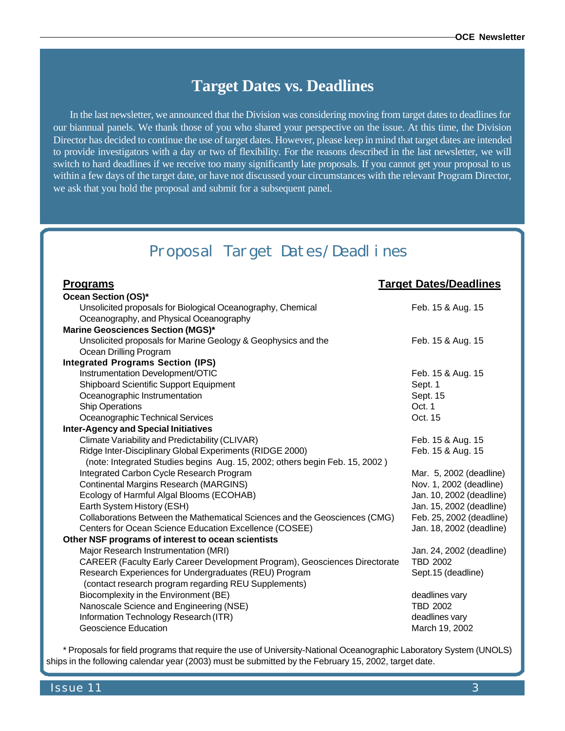## Target Dates vs. Deadlines

In the last newsletter, we announced that the Division was considering moving from target dates to deadlines for our biannual panels. We thank those of you who shared your perspective on the issue. At this time, the Division Director has decided to continue the use of target dates. However, please keep in mind that target dates are intended to provide investigators with a day or two of flexibility. For the reasons described in the last newsletter, we will switch to hard deadlines if we receive too many significantly late proposals. If you cannot get your proposal to us within a few days of the target date, or have not discussed your circumstances with the relevant Program Director, we ask that you hold the proposal and submit for a subsequent panel.

## Proposal Target Dates/Deadlines

| Programs | Target Dates/Deadlines |
|---|---|
| **Ocean Section (OS)*** | |
| Unsolicited proposals for Biological Oceanography, Chemical Oceanography, and Physical Oceanography | Feb. 15 & Aug. 15 |
| **Marine Geosciences Section (MGS)*** | |
| Unsolicited proposals for Marine Geology & Geophysics and the Ocean Drilling Program | Feb. 15 & Aug. 15 |
| **Integrated Programs Section (IPS)** | |
| Instrumentation Development/OTIC | Feb. 15 & Aug. 15 |
| Shipboard Scientific Support Equipment | Sept. 1 |
| Oceanographic Instrumentation | Sept. 15 |
| Ship Operations | Oct. 1 |
| Oceanographic Technical Services | Oct. 15 |
| **Inter-Agency and Special Initiatives** | |
| Climate Variability and Predictability (CLIVAR) | Feb. 15 & Aug. 15 |
| Ridge Inter-Disciplinary Global Experiments (RIDGE 2000) (note: Integrated Studies begins Aug. 15, 2002; others begin Feb. 15, 2002 ) | Feb. 15 & Aug. 15 |
| Integrated Carbon Cycle Research Program | Mar. 5, 2002 (deadline) |
| Continental Margins Research (MARGINS) | Nov. 1, 2002 (deadline) |
| Ecology of Harmful Algal Blooms (ECOHAB) | Jan. 10, 2002 (deadline) |
| Earth System History (ESH) | Jan. 15, 2002 (deadline) |
| Collaborations Between the Mathematical Sciences and the Geosciences (CMG) | Feb. 25, 2002 (deadline) |
| Centers for Ocean Science Education Excellence (COSEE) | Jan. 18, 2002 (deadline) |
| **Other NSF programs of interest to ocean scientists** | |
| Major Research Instrumentation (MRI) | Jan. 24, 2002 (deadline) |
| CAREER (Faculty Early Career Development Program), Geosciences Directorate | TBD 2002 |
| Research Experiences for Undergraduates (REU) Program (contact research program regarding REU Supplements) | Sept.15 (deadline) |
| Biocomplexity in the Environment (BE) | deadlines vary |
| Nanoscale Science and Engineering (NSE) | TBD 2002 |
| Information Technology Research (ITR) | deadlines vary |
| Geoscience Education | March 19, 2002 |

\* Proposals for field programs that require the use of University-National Oceanographic Laboratory System (UNOLS) ships in the following calendar year (2003) must be submitted by the February 15, 2002, target date.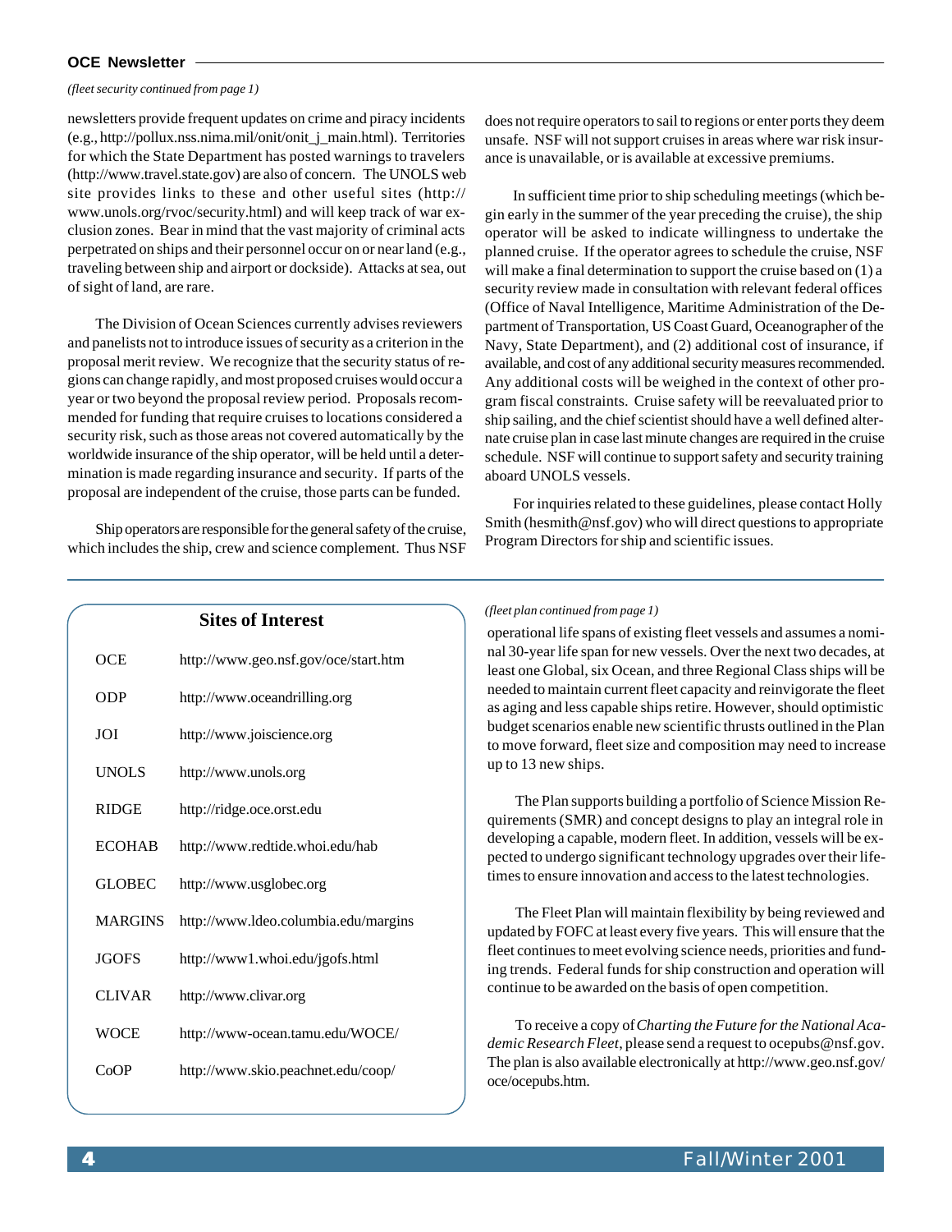*(fleet security continued from page 1)*

newsletters provide frequent updates on crime and piracy incidents (e.g., http://pollux.nss.nima.mil/onit/onit_j_main.html). Territories for which the State Department has posted warnings to travelers (http://www.travel.state.gov) are also of concern. The UNOLS web site provides links to these and other useful sites (http://www.unols.org/rvoc/security.html) and will keep track of war exclusion zones. Bear in mind that the vast majority of criminal acts perpetrated on ships and their personnel occur on or near land (e.g., traveling between ship and airport or dockside). Attacks at sea, out of sight of land, are rare.

The Division of Ocean Sciences currently advises reviewers and panelists not to introduce issues of security as a criterion in the proposal merit review. We recognize that the security status of regions can change rapidly, and most proposed cruises would occur a year or two beyond the proposal review period. Proposals recommended for funding that require cruises to locations considered a security risk, such as those areas not covered automatically by the worldwide insurance of the ship operator, will be held until a determination is made regarding insurance and security. If parts of the proposal are independent of the cruise, those parts can be funded.

Ship operators are responsible for the general safety of the cruise, which includes the ship, crew and science complement. Thus NSF does not require operators to sail to regions or enter ports they deem unsafe. NSF will not support cruises in areas where war risk insurance is unavailable, or is available at excessive premiums.

In sufficient time prior to ship scheduling meetings (which begin early in the summer of the year preceding the cruise), the ship operator will be asked to indicate willingness to undertake the planned cruise. If the operator agrees to schedule the cruise, NSF will make a final determination to support the cruise based on (1) a security review made in consultation with relevant federal offices (Office of Naval Intelligence, Maritime Administration of the Department of Transportation, US Coast Guard, Oceanographer of the Navy, State Department), and (2) additional cost of insurance, if available, and cost of any additional security measures recommended. Any additional costs will be weighed in the context of other program fiscal constraints. Cruise safety will be reevaluated prior to ship sailing, and the chief scientist should have a well defined alternate cruise plan in case last minute changes are required in the cruise schedule. NSF will continue to support safety and security training aboard UNOLS vessels.

For inquiries related to these guidelines, please contact Holly Smith (hesmith@nsf.gov) who will direct questions to appropriate Program Directors for ship and scientific issues.

## Sites of Interest

| | |
|---|---|
| OCE | http://www.geo.nsf.gov/oce/start.htm |
| ODP | http://www.oceandrilling.org |
| JOI | http://www.joiscience.org |
| UNOLS | http://www.unols.org |
| RIDGE | http://ridge.oce.orst.edu |
| ECOHAB | http://www.redtide.whoi.edu/hab |
| GLOBEC | http://www.usglobec.org |
| MARGINS | http://www.ldeo.columbia.edu/margins |
| JGOFS | http://www1.whoi.edu/jgofs.html |
| CLIVAR | http://www.clivar.org |
| WOCE | http://www-ocean.tamu.edu/WOCE/ |
| CoOP | http://www.skio.peachnet.edu/coop/ |

*(fleet plan continued from page 1)*

operational life spans of existing fleet vessels and assumes a nominal 30-year life span for new vessels. Over the next two decades, at least one Global, six Ocean, and three Regional Class ships will be needed to maintain current fleet capacity and reinvigorate the fleet as aging and less capable ships retire. However, should optimistic budget scenarios enable new scientific thrusts outlined in the Plan to move forward, fleet size and composition may need to increase up to 13 new ships.

The Plan supports building a portfolio of Science Mission Requirements (SMR) and concept designs to play an integral role in developing a capable, modern fleet. In addition, vessels will be expected to undergo significant technology upgrades over their lifetimes to ensure innovation and access to the latest technologies.

The Fleet Plan will maintain flexibility by being reviewed and updated by FOFC at least every five years. This will ensure that the fleet continues to meet evolving science needs, priorities and funding trends. Federal funds for ship construction and operation will continue to be awarded on the basis of open competition.

To receive a copy of *Charting the Future for the National Academic Research Fleet*, please send a request to ocepubs@nsf.gov. The plan is also available electronically at http://www.geo.nsf.gov/oce/ocepubs.htm.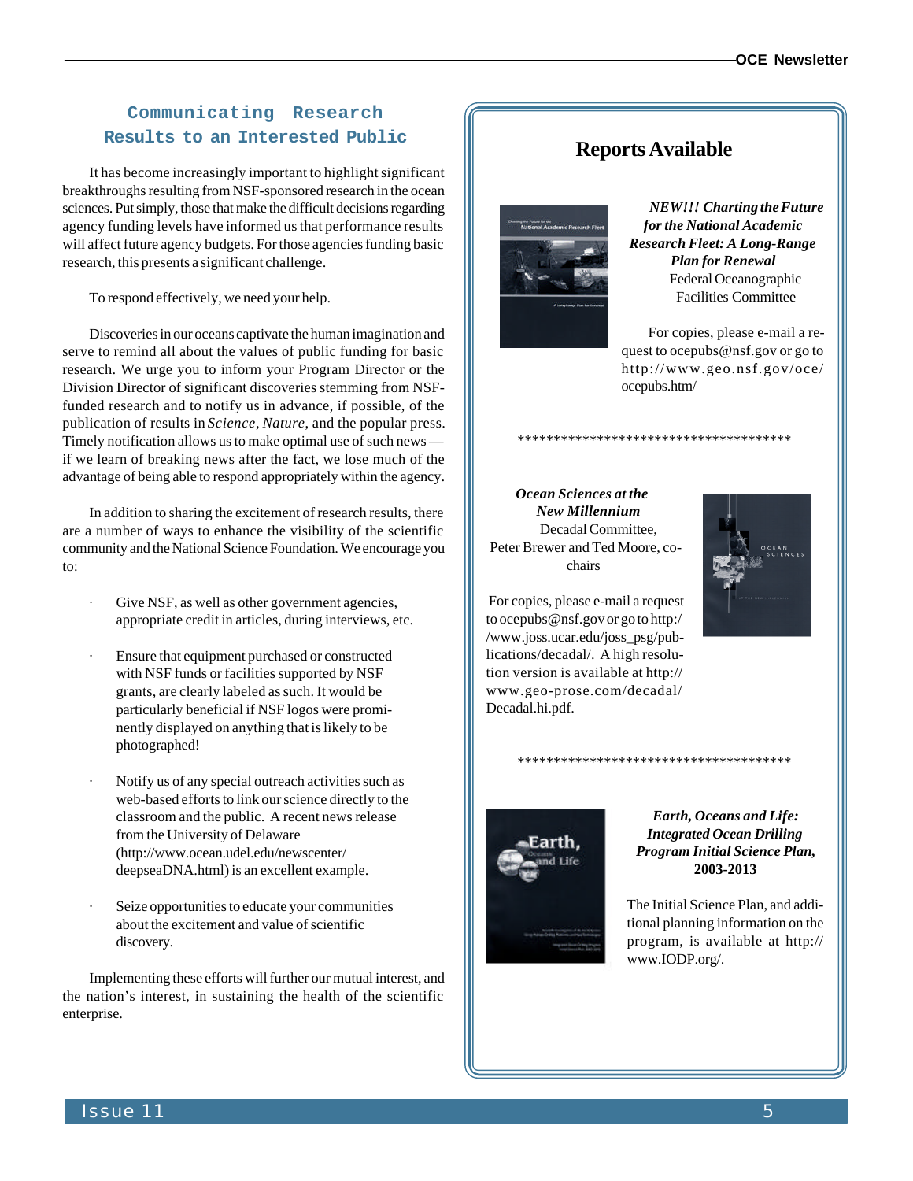## Communicating Research Results to an Interested Public

It has become increasingly important to highlight significant breakthroughs resulting from NSF-sponsored research in the ocean sciences. Put simply, those that make the difficult decisions regarding agency funding levels have informed us that performance results will affect future agency budgets. For those agencies funding basic research, this presents a significant challenge.

To respond effectively, we need your help.

Discoveries in our oceans captivate the human imagination and serve to remind all about the values of public funding for basic research. We urge you to inform your Program Director or the Division Director of significant discoveries stemming from NSF-funded research and to notify us in advance, if possible, of the publication of results in *Science*, *Nature*, and the popular press. Timely notification allows us to make optimal use of such news — if we learn of breaking news after the fact, we lose much of the advantage of being able to respond appropriately within the agency.

In addition to sharing the excitement of research results, there are a number of ways to enhance the visibility of the scientific community and the National Science Foundation. We encourage you to:

- Give NSF, as well as other government agencies, appropriate credit in articles, during interviews, etc.
- Ensure that equipment purchased or constructed with NSF funds or facilities supported by NSF grants, are clearly labeled as such. It would be particularly beneficial if NSF logos were prominently displayed on anything that is likely to be photographed!
- Notify us of any special outreach activities such as web-based efforts to link our science directly to the classroom and the public. A recent news release from the University of Delaware (http://www.ocean.udel.edu/newscenter/deepseaDNA.html) is an excellent example.
- Seize opportunities to educate your communities about the excitement and value of scientific discovery.

Implementing these efforts will further our mutual interest, and the nation's interest, in sustaining the health of the scientific enterprise.

## Reports Available

***NEW!!! Charting the Future for the National Academic Research Fleet: A Long-Range Plan for Renewal***
Federal Oceanographic Facilities Committee

For copies, please e-mail a request to ocepubs@nsf.gov or go to http://www.geo.nsf.gov/oce/ocepubs.htm/

**************************************

***Ocean Sciences at the New Millennium***
Decadal Committee, Peter Brewer and Ted Moore, co-chairs

For copies, please e-mail a request to ocepubs@nsf.gov or go to http://www.joss.ucar.edu/joss_psg/publications/decadal/. A high resolution version is available at http://www.geo-prose.com/decadal/Decadal.hi.pdf.

**************************************

***Earth, Oceans and Life: Integrated Ocean Drilling Program Initial Science Plan,* 2003-2013**

The Initial Science Plan, and additional planning information on the program, is available at http://www.IODP.org/.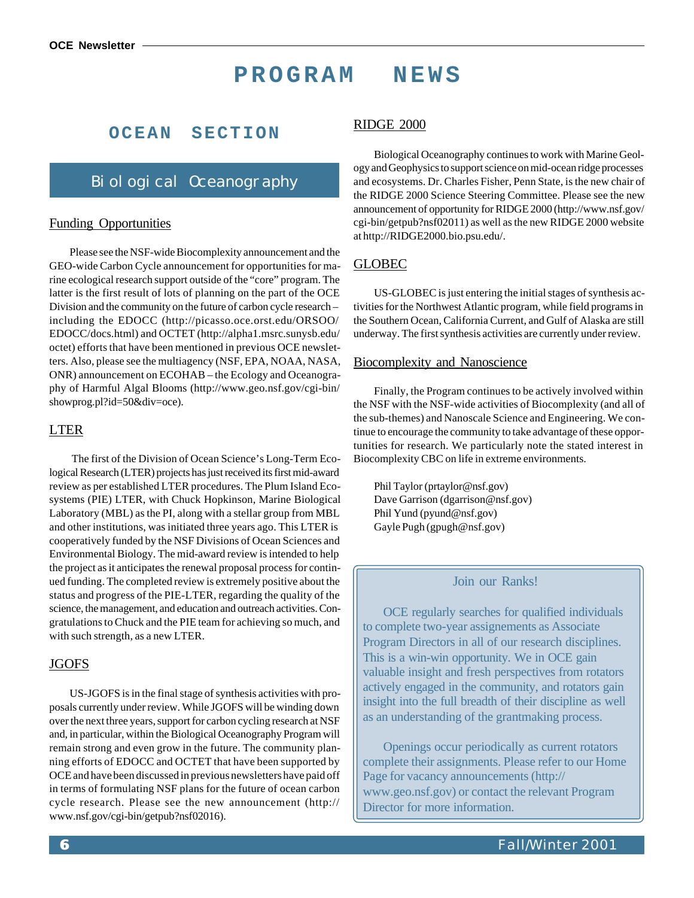# PROGRAM NEWS

## OCEAN SECTION

### Biological Oceanography

#### Funding Opportunities

Please see the NSF-wide Biocomplexity announcement and the GEO-wide Carbon Cycle announcement for opportunities for marine ecological research support outside of the "core" program. The latter is the first result of lots of planning on the part of the OCE Division and the community on the future of carbon cycle research – including the EDOCC (http://picasso.oce.orst.edu/ORSOO/EDOCC/docs.html) and OCTET (http://alpha1.msrc.sunysb.edu/octet) efforts that have been mentioned in previous OCE newsletters. Also, please see the multiagency (NSF, EPA, NOAA, NASA, ONR) announcement on ECOHAB – the Ecology and Oceanography of Harmful Algal Blooms (http://www.geo.nsf.gov/cgi-bin/showprog.pl?id=50&div=oce).

#### LTER

The first of the Division of Ocean Science's Long-Term Ecological Research (LTER) projects has just received its first mid-award review as per established LTER procedures. The Plum Island Ecosystems (PIE) LTER, with Chuck Hopkinson, Marine Biological Laboratory (MBL) as the PI, along with a stellar group from MBL and other institutions, was initiated three years ago. This LTER is cooperatively funded by the NSF Divisions of Ocean Sciences and Environmental Biology. The mid-award review is intended to help the project as it anticipates the renewal proposal process for continued funding. The completed review is extremely positive about the status and progress of the PIE-LTER, regarding the quality of the science, the management, and education and outreach activities. Congratulations to Chuck and the PIE team for achieving so much, and with such strength, as a new LTER.

#### JGOFS

US-JGOFS is in the final stage of synthesis activities with proposals currently under review. While JGOFS will be winding down over the next three years, support for carbon cycling research at NSF and, in particular, within the Biological Oceanography Program will remain strong and even grow in the future. The community planning efforts of EDOCC and OCTET that have been supported by OCE and have been discussed in previous newsletters have paid off in terms of formulating NSF plans for the future of ocean carbon cycle research. Please see the new announcement (http://www.nsf.gov/cgi-bin/getpub?nsf02016).

#### RIDGE 2000

Biological Oceanography continues to work with Marine Geology and Geophysics to support science on mid-ocean ridge processes and ecosystems. Dr. Charles Fisher, Penn State, is the new chair of the RIDGE 2000 Science Steering Committee. Please see the new announcement of opportunity for RIDGE 2000 (http://www.nsf.gov/cgi-bin/getpub?nsf02011) as well as the new RIDGE 2000 website at http://RIDGE2000.bio.psu.edu/.

#### GLOBEC

US-GLOBEC is just entering the initial stages of synthesis activities for the Northwest Atlantic program, while field programs in the Southern Ocean, California Current, and Gulf of Alaska are still underway. The first synthesis activities are currently under review.

#### Biocomplexity and Nanoscience

Finally, the Program continues to be actively involved within the NSF with the NSF-wide activities of Biocomplexity (and all of the sub-themes) and Nanoscale Science and Engineering. We continue to encourage the community to take advantage of these opportunities for research. We particularly note the stated interest in Biocomplexity CBC on life in extreme environments.

Phil Taylor (prtaylor@nsf.gov)
Dave Garrison (dgarrison@nsf.gov)
Phil Yund (pyund@nsf.gov)
Gayle Pugh (gpugh@nsf.gov)

---

**Join our Ranks!**

OCE regularly searches for qualified individuals to complete two-year assignements as Associate Program Directors in all of our research disciplines. This is a win-win opportunity. We in OCE gain valuable insight and fresh perspectives from rotators actively engaged in the community, and rotators gain insight into the full breadth of their discipline as well as an understanding of the grantmaking process.

Openings occur periodically as current rotators complete their assignments. Please refer to our Home Page for vacancy announcements (http://www.geo.nsf.gov) or contact the relevant Program Director for more information.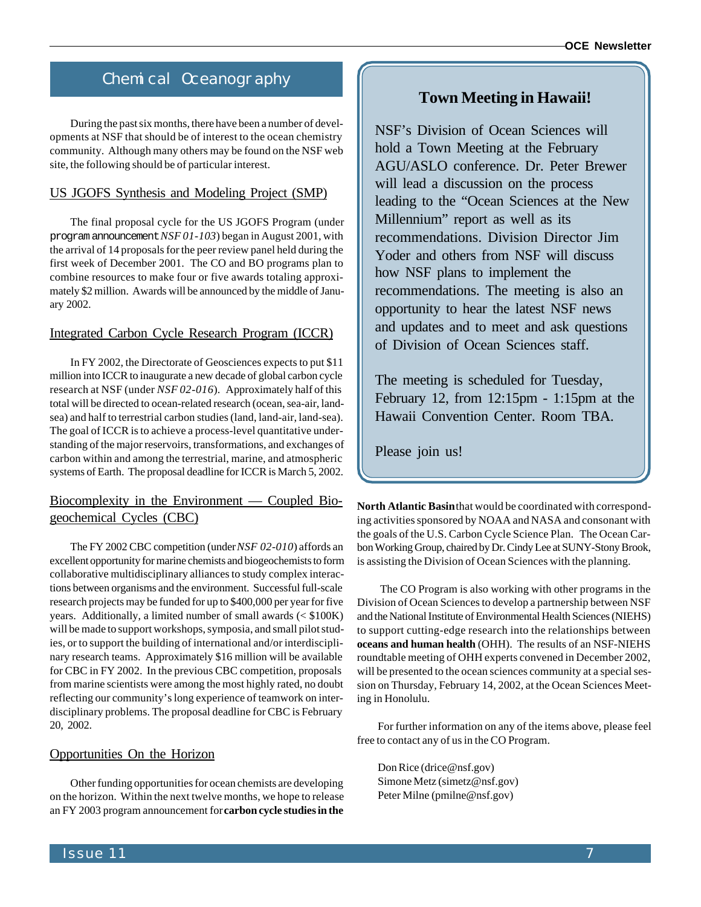# Chemical Oceanography

During the past six months, there have been a number of developments at NSF that should be of interest to the ocean chemistry community. Although many others may be found on the NSF web site, the following should be of particular interest.

## US JGOFS Synthesis and Modeling Project (SMP)

The final proposal cycle for the US JGOFS Program (under program announcement *NSF 01-103*) began in August 2001, with the arrival of 14 proposals for the peer review panel held during the first week of December 2001. The CO and BO programs plan to combine resources to make four or five awards totaling approximately $2 million. Awards will be announced by the middle of January 2002.

## Integrated Carbon Cycle Research Program (ICCR)

In FY 2002, the Directorate of Geosciences expects to put $11 million into ICCR to inaugurate a new decade of global carbon cycle research at NSF (under *NSF 02-016*). Approximately half of this total will be directed to ocean-related research (ocean, sea-air, land-sea) and half to terrestrial carbon studies (land, land-air, land-sea). The goal of ICCR is to achieve a process-level quantitative understanding of the major reservoirs, transformations, and exchanges of carbon within and among the terrestrial, marine, and atmospheric systems of Earth. The proposal deadline for ICCR is March 5, 2002.

## Biocomplexity in the Environment — Coupled Biogeochemical Cycles (CBC)

The FY 2002 CBC competition (under *NSF 02-010*) affords an excellent opportunity for marine chemists and biogeochemists to form collaborative multidisciplinary alliances to study complex interactions between organisms and the environment. Successful full-scale research projects may be funded for up to $400,000 per year for five years. Additionally, a limited number of small awards (< $100K) will be made to support workshops, symposia, and small pilot studies, or to support the building of international and/or interdisciplinary research teams. Approximately $16 million will be available for CBC in FY 2002. In the previous CBC competition, proposals from marine scientists were among the most highly rated, no doubt reflecting our community's long experience of teamwork on interdisciplinary problems. The proposal deadline for CBC is February 20, 2002.

## Opportunities On the Horizon

Other funding opportunities for ocean chemists are developing on the horizon. Within the next twelve months, we hope to release an FY 2003 program announcement for **carbon cycle studies in the North Atlantic Basin** that would be coordinated with corresponding activities sponsored by NOAA and NASA and consonant with the goals of the U.S. Carbon Cycle Science Plan. The Ocean Carbon Working Group, chaired by Dr. Cindy Lee at SUNY-Stony Brook, is assisting the Division of Ocean Sciences with the planning.

The CO Program is also working with other programs in the Division of Ocean Sciences to develop a partnership between NSF and the National Institute of Environmental Health Sciences (NIEHS) to support cutting-edge research into the relationships between **oceans and human health** (OHH). The results of an NSF-NIEHS roundtable meeting of OHH experts convened in December 2002, will be presented to the ocean sciences community at a special session on Thursday, February 14, 2002, at the Ocean Sciences Meeting in Honolulu.

For further information on any of the items above, please feel free to contact any of us in the CO Program.

Don Rice (drice@nsf.gov)
Simone Metz (simetz@nsf.gov)
Peter Milne (pmilne@nsf.gov)

---

## Town Meeting in Hawaii!

NSF's Division of Ocean Sciences will hold a Town Meeting at the February AGU/ASLO conference. Dr. Peter Brewer will lead a discussion on the process leading to the "Ocean Sciences at the New Millennium" report as well as its recommendations. Division Director Jim Yoder and others from NSF will discuss how NSF plans to implement the recommendations. The meeting is also an opportunity to hear the latest NSF news and updates and to meet and ask questions of Division of Ocean Sciences staff.

The meeting is scheduled for Tuesday, February 12, from 12:15pm - 1:15pm at the Hawaii Convention Center. Room TBA.

Please join us!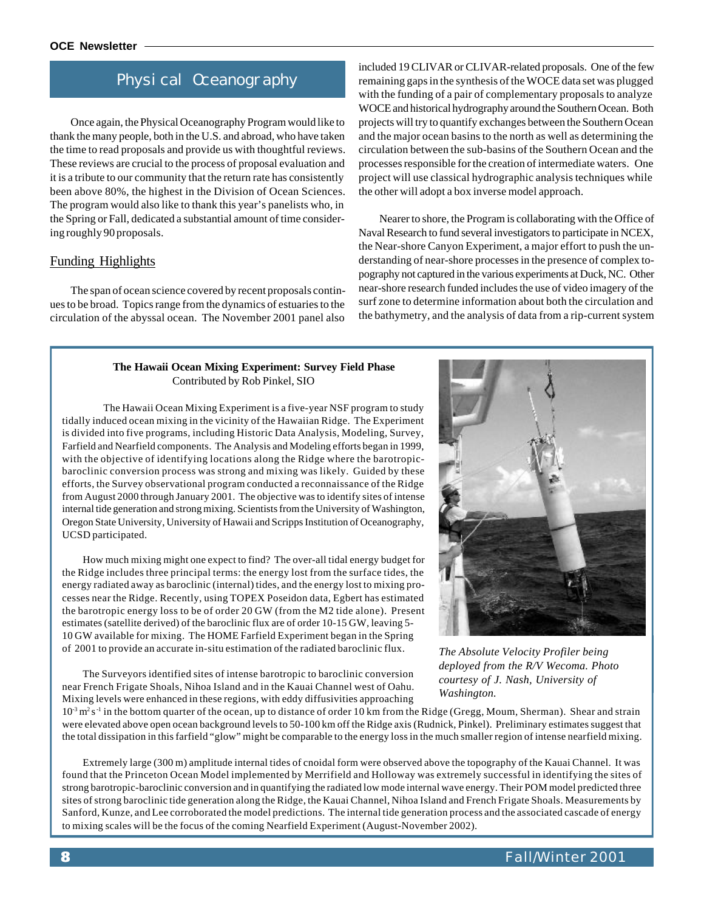# Physical Oceanography

Once again, the Physical Oceanography Program would like to thank the many people, both in the U.S. and abroad, who have taken the time to read proposals and provide us with thoughtful reviews. These reviews are crucial to the process of proposal evaluation and it is a tribute to our community that the return rate has consistently been above 80%, the highest in the Division of Ocean Sciences. The program would also like to thank this year's panelists who, in the Spring or Fall, dedicated a substantial amount of time considering roughly 90 proposals.

## Funding Highlights

The span of ocean science covered by recent proposals continues to be broad. Topics range from the dynamics of estuaries to the circulation of the abyssal ocean. The November 2001 panel also included 19 CLIVAR or CLIVAR-related proposals. One of the few remaining gaps in the synthesis of the WOCE data set was plugged with the funding of a pair of complementary proposals to analyze WOCE and historical hydrography around the Southern Ocean. Both projects will try to quantify exchanges between the Southern Ocean and the major ocean basins to the north as well as determining the circulation between the sub-basins of the Southern Ocean and the processes responsible for the creation of intermediate waters. One project will use classical hydrographic analysis techniques while the other will adopt a box inverse model approach.

Nearer to shore, the Program is collaborating with the Office of Naval Research to fund several investigators to participate in NCEX, the Near-shore Canyon Experiment, a major effort to push the understanding of near-shore processes in the presence of complex topography not captured in the various experiments at Duck, NC. Other near-shore research funded includes the use of video imagery of the surf zone to determine information about both the circulation and the bathymetry, and the analysis of data from a rip-current system

---

**The Hawaii Ocean Mixing Experiment: Survey Field Phase**
Contributed by Rob Pinkel, SIO

The Hawaii Ocean Mixing Experiment is a five-year NSF program to study tidally induced ocean mixing in the vicinity of the Hawaiian Ridge. The Experiment is divided into five programs, including Historic Data Analysis, Modeling, Survey, Farfield and Nearfield components. The Analysis and Modeling efforts began in 1999, with the objective of identifying locations along the Ridge where the barotropic-baroclinic conversion process was strong and mixing was likely. Guided by these efforts, the Survey observational program conducted a reconnaissance of the Ridge from August 2000 through January 2001. The objective was to identify sites of intense internal tide generation and strong mixing. Scientists from the University of Washington, Oregon State University, University of Hawaii and Scripps Institution of Oceanography, UCSD participated.

How much mixing might one expect to find? The over-all tidal energy budget for the Ridge includes three principal terms: the energy lost from the surface tides, the energy radiated away as baroclinic (internal) tides, and the energy lost to mixing processes near the Ridge. Recently, using TOPEX Poseidon data, Egbert has estimated the barotropic energy loss to be of order 20 GW (from the M2 tide alone). Present estimates (satellite derived) of the baroclinic flux are of order 10-15 GW, leaving 5-10 GW available for mixing. The HOME Farfield Experiment began in the Spring of 2001 to provide an accurate in-situ estimation of the radiated baroclinic flux.

*The Absolute Velocity Profiler being deployed from the R/V Wecoma. Photo courtesy of J. Nash, University of Washington.*

The Surveyors identified sites of intense barotropic to baroclinic conversion near French Frigate Shoals, Nihoa Island and in the Kauai Channel west of Oahu. Mixing levels were enhanced in these regions, with eddy diffusivities approaching $10^{-3}$ $m^2 s^{-1}$ in the bottom quarter of the ocean, up to distance of order 10 km from the Ridge (Gregg, Moum, Sherman). Shear and strain were elevated above open ocean background levels to 50-100 km off the Ridge axis (Rudnick, Pinkel). Preliminary estimates suggest that the total dissipation in this farfield "glow" might be comparable to the energy loss in the much smaller region of intense nearfield mixing.

Extremely large (300 m) amplitude internal tides of cnoidal form were observed above the topography of the Kauai Channel. It was found that the Princeton Ocean Model implemented by Merrifield and Holloway was extremely successful in identifying the sites of strong barotropic-baroclinic conversion and in quantifying the radiated low mode internal wave energy. Their POM model predicted three sites of strong baroclinic tide generation along the Ridge, the Kauai Channel, Nihoa Island and French Frigate Shoals. Measurements by Sanford, Kunze, and Lee corroborated the model predictions. The internal tide generation process and the associated cascade of energy to mixing scales will be the focus of the coming Nearfield Experiment (August-November 2002).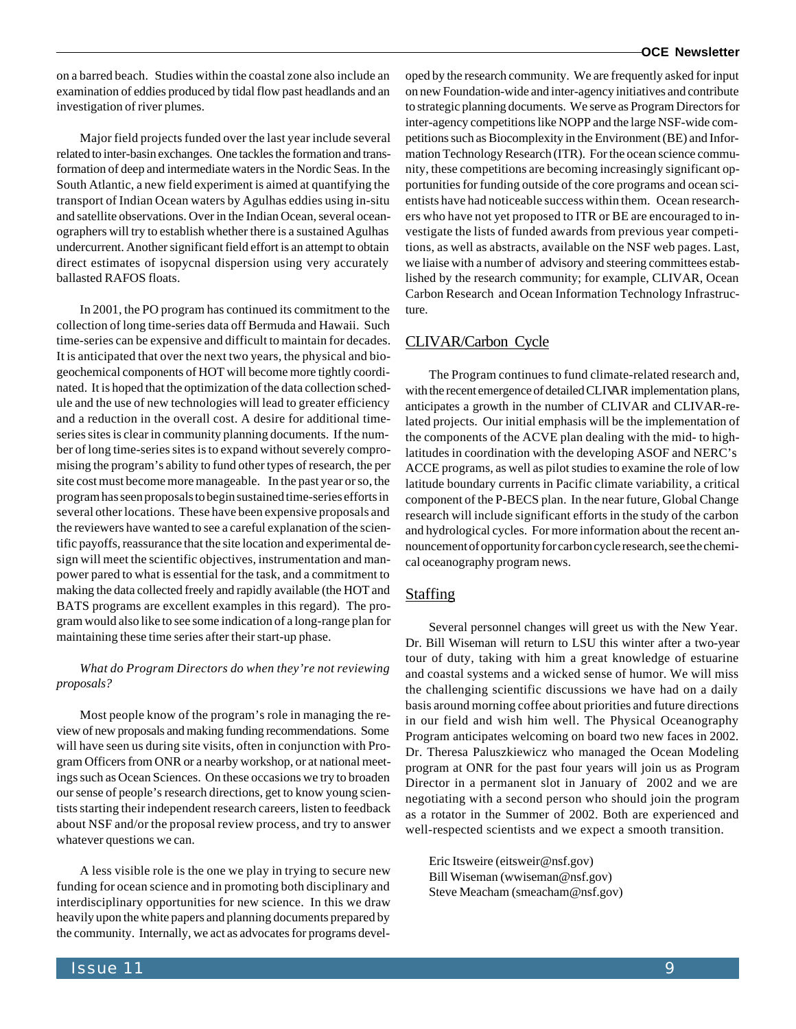on a barred beach. Studies within the coastal zone also include an examination of eddies produced by tidal flow past headlands and an investigation of river plumes.

Major field projects funded over the last year include several related to inter-basin exchanges. One tackles the formation and transformation of deep and intermediate waters in the Nordic Seas. In the South Atlantic, a new field experiment is aimed at quantifying the transport of Indian Ocean waters by Agulhas eddies using in-situ and satellite observations. Over in the Indian Ocean, several oceanographers will try to establish whether there is a sustained Agulhas undercurrent. Another significant field effort is an attempt to obtain direct estimates of isopycnal dispersion using very accurately ballasted RAFOS floats.

In 2001, the PO program has continued its commitment to the collection of long time-series data off Bermuda and Hawaii. Such time-series can be expensive and difficult to maintain for decades. It is anticipated that over the next two years, the physical and biogeochemical components of HOT will become more tightly coordinated. It is hoped that the optimization of the data collection schedule and the use of new technologies will lead to greater efficiency and a reduction in the overall cost. A desire for additional time-series sites is clear in community planning documents. If the number of long time-series sites is to expand without severely compromising the program's ability to fund other types of research, the per site cost must become more manageable. In the past year or so, the program has seen proposals to begin sustained time-series efforts in several other locations. These have been expensive proposals and the reviewers have wanted to see a careful explanation of the scientific payoffs, reassurance that the site location and experimental design will meet the scientific objectives, instrumentation and manpower pared to what is essential for the task, and a commitment to making the data collected freely and rapidly available (the HOT and BATS programs are excellent examples in this regard). The program would also like to see some indication of a long-range plan for maintaining these time series after their start-up phase.

*What do Program Directors do when they're not reviewing proposals?*

Most people know of the program's role in managing the review of new proposals and making funding recommendations. Some will have seen us during site visits, often in conjunction with Program Officers from ONR or a nearby workshop, or at national meetings such as Ocean Sciences. On these occasions we try to broaden our sense of people's research directions, get to know young scientists starting their independent research careers, listen to feedback about NSF and/or the proposal review process, and try to answer whatever questions we can.

A less visible role is the one we play in trying to secure new funding for ocean science and in promoting both disciplinary and interdisciplinary opportunities for new science. In this we draw heavily upon the white papers and planning documents prepared by the community. Internally, we act as advocates for programs developed by the research community. We are frequently asked for input on new Foundation-wide and inter-agency initiatives and contribute to strategic planning documents. We serve as Program Directors for inter-agency competitions like NOPP and the large NSF-wide competitions such as Biocomplexity in the Environment (BE) and Information Technology Research (ITR). For the ocean science community, these competitions are becoming increasingly significant opportunities for funding outside of the core programs and ocean scientists have had noticeable success within them. Ocean researchers who have not yet proposed to ITR or BE are encouraged to investigate the lists of funded awards from previous year competitions, as well as abstracts, available on the NSF web pages. Last, we liaise with a number of advisory and steering committees established by the research community; for example, CLIVAR, Ocean Carbon Research and Ocean Information Technology Infrastructure.

## CLIVAR/Carbon Cycle

The Program continues to fund climate-related research and, with the recent emergence of detailed CLIVAR implementation plans, anticipates a growth in the number of CLIVAR and CLIVAR-related projects. Our initial emphasis will be the implementation of the components of the ACVE plan dealing with the mid- to high-latitudes in coordination with the developing ASOF and NERC's ACCE programs, as well as pilot studies to examine the role of low latitude boundary currents in Pacific climate variability, a critical component of the P-BECS plan. In the near future, Global Change research will include significant efforts in the study of the carbon and hydrological cycles. For more information about the recent announcement of opportunity for carbon cycle research, see the chemical oceanography program news.

## Staffing

Several personnel changes will greet us with the New Year. Dr. Bill Wiseman will return to LSU this winter after a two-year tour of duty, taking with him a great knowledge of estuarine and coastal systems and a wicked sense of humor. We will miss the challenging scientific discussions we have had on a daily basis around morning coffee about priorities and future directions in our field and wish him well. The Physical Oceanography Program anticipates welcoming on board two new faces in 2002. Dr. Theresa Paluszkiewicz who managed the Ocean Modeling program at ONR for the past four years will join us as Program Director in a permanent slot in January of 2002 and we are negotiating with a second person who should join the program as a rotator in the Summer of 2002. Both are experienced and well-respected scientists and we expect a smooth transition.

Eric Itsweire (eitsweir@nsf.gov)
Bill Wiseman (wwiseman@nsf.gov)
Steve Meacham (smeacham@nsf.gov)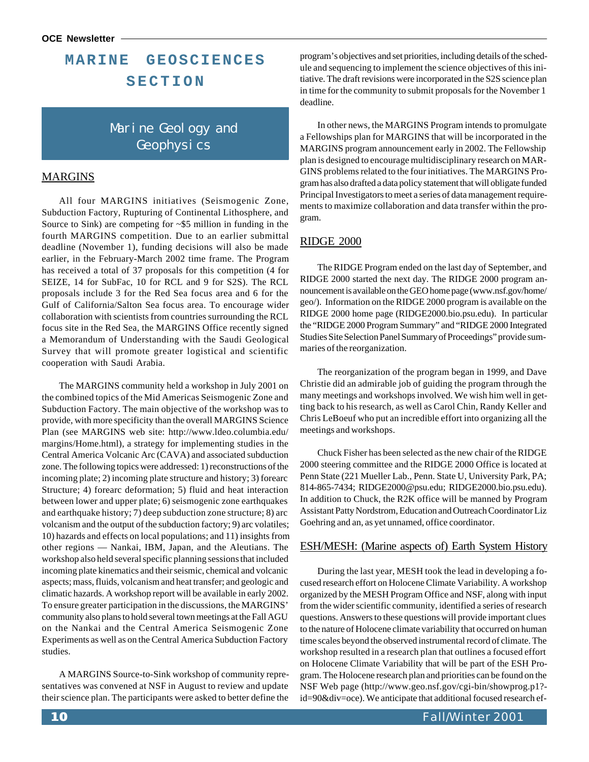# MARINE GEOSCIENCES SECTION

## Marine Geology and Geophysics

### MARGINS

All four MARGINS initiatives (Seismogenic Zone, Subduction Factory, Rupturing of Continental Lithosphere, and Source to Sink) are competing for ~$5 million in funding in the fourth MARGINS competition. Due to an earlier submittal deadline (November 1), funding decisions will also be made earlier, in the February-March 2002 time frame. The Program has received a total of 37 proposals for this competition (4 for SEIZE, 14 for SubFac, 10 for RCL and 9 for S2S). The RCL proposals include 3 for the Red Sea focus area and 6 for the Gulf of California/Salton Sea focus area. To encourage wider collaboration with scientists from countries surrounding the RCL focus site in the Red Sea, the MARGINS Office recently signed a Memorandum of Understanding with the Saudi Geological Survey that will promote greater logistical and scientific cooperation with Saudi Arabia.

The MARGINS community held a workshop in July 2001 on the combined topics of the Mid Americas Seismogenic Zone and Subduction Factory. The main objective of the workshop was to provide, with more specificity than the overall MARGINS Science Plan (see MARGINS web site: http://www.ldeo.columbia.edu/margins/Home.html), a strategy for implementing studies in the Central America Volcanic Arc (CAVA) and associated subduction zone. The following topics were addressed: 1) reconstructions of the incoming plate; 2) incoming plate structure and history; 3) forearc Structure; 4) forearc deformation; 5) fluid and heat interaction between lower and upper plate; 6) seismogenic zone earthquakes and earthquake history; 7) deep subduction zone structure; 8) arc volcanism and the output of the subduction factory; 9) arc volatiles; 10) hazards and effects on local populations; and 11) insights from other regions — Nankai, IBM, Japan, and the Aleutians. The workshop also held several specific planning sessions that included incoming plate kinematics and their seismic, chemical and volcanic aspects; mass, fluids, volcanism and heat transfer; and geologic and climatic hazards. A workshop report will be available in early 2002. To ensure greater participation in the discussions, the MARGINS' community also plans to hold several town meetings at the Fall AGU on the Nankai and the Central America Seismogenic Zone Experiments as well as on the Central America Subduction Factory studies.

A MARGINS Source-to-Sink workshop of community representatives was convened at NSF in August to review and update their science plan. The participants were asked to better define the program's objectives and set priorities, including details of the schedule and sequencing to implement the science objectives of this initiative. The draft revisions were incorporated in the S2S science plan in time for the community to submit proposals for the November 1 deadline.

In other news, the MARGINS Program intends to promulgate a Fellowships plan for MARGINS that will be incorporated in the MARGINS program announcement early in 2002. The Fellowship plan is designed to encourage multidisciplinary research on MARGINS problems related to the four initiatives. The MARGINS Program has also drafted a data policy statement that will obligate funded Principal Investigators to meet a series of data management requirements to maximize collaboration and data transfer within the program.

### RIDGE 2000

The RIDGE Program ended on the last day of September, and RIDGE 2000 started the next day. The RIDGE 2000 program announcement is available on the GEO home page (www.nsf.gov/home/geo/). Information on the RIDGE 2000 program is available on the RIDGE 2000 home page (RIDGE2000.bio.psu.edu). In particular the "RIDGE 2000 Program Summary" and "RIDGE 2000 Integrated Studies Site Selection Panel Summary of Proceedings" provide summaries of the reorganization.

The reorganization of the program began in 1999, and Dave Christie did an admirable job of guiding the program through the many meetings and workshops involved. We wish him well in getting back to his research, as well as Carol Chin, Randy Keller and Chris LeBoeuf who put an incredible effort into organizing all the meetings and workshops.

Chuck Fisher has been selected as the new chair of the RIDGE 2000 steering committee and the RIDGE 2000 Office is located at Penn State (221 Mueller Lab., Penn. State U, University Park, PA; 814-865-7434; RIDGE2000@psu.edu; RIDGE2000.bio.psu.edu). In addition to Chuck, the R2K office will be manned by Program Assistant Patty Nordstrom, Education and Outreach Coordinator Liz Goehring and an, as yet unnamed, office coordinator.

### ESH/MESH: (Marine aspects of) Earth System History

During the last year, MESH took the lead in developing a focused research effort on Holocene Climate Variability. A workshop organized by the MESH Program Office and NSF, along with input from the wider scientific community, identified a series of research questions. Answers to these questions will provide important clues to the nature of Holocene climate variability that occurred on human time scales beyond the observed instrumental record of climate. The workshop resulted in a research plan that outlines a focused effort on Holocene Climate Variability that will be part of the ESH Program. The Holocene research plan and priorities can be found on the NSF Web page (http://www.geo.nsf.gov/cgi-bin/showprog.p1?id=90&div=oce). We anticipate that additional focused research ef-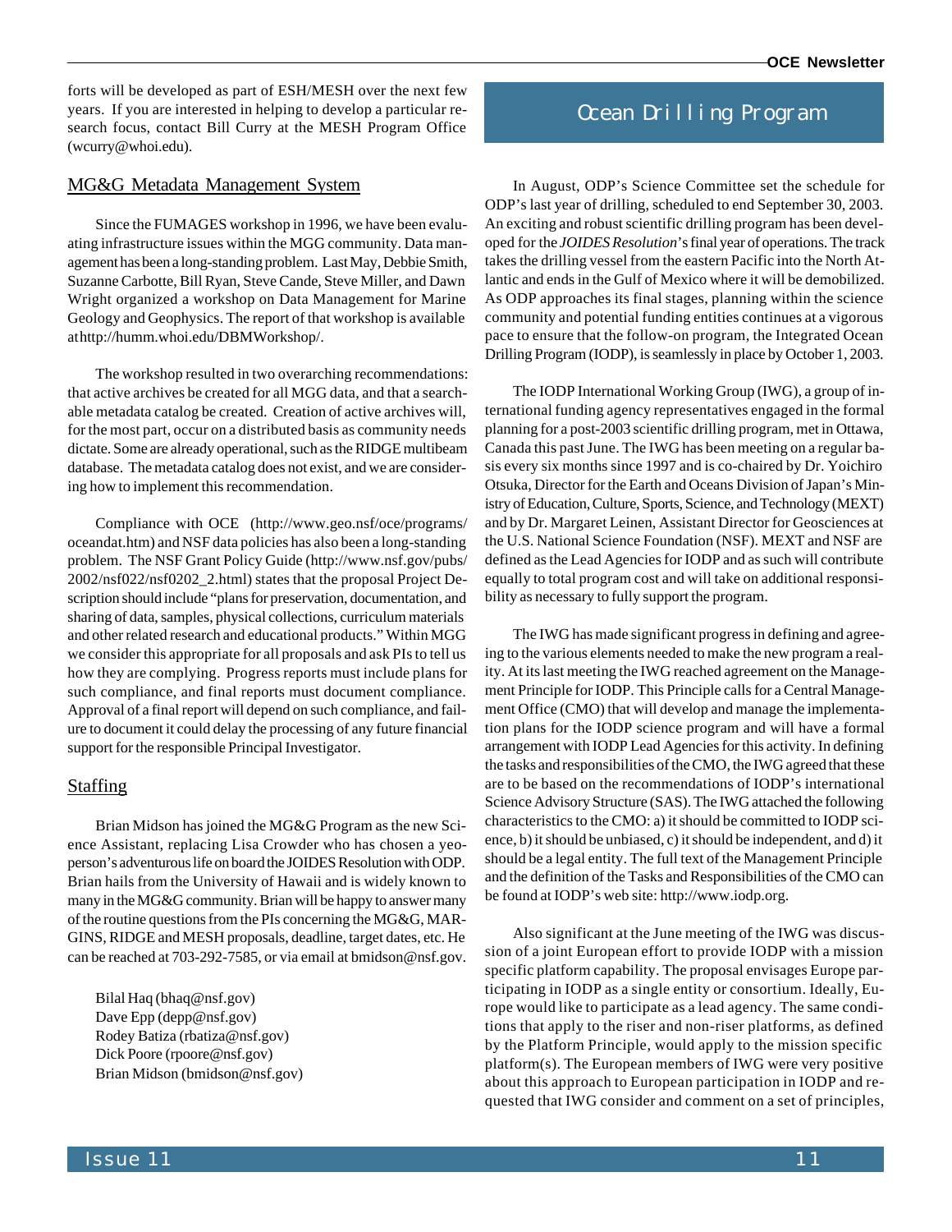forts will be developed as part of ESH/MESH over the next few years. If you are interested in helping to develop a particular research focus, contact Bill Curry at the MESH Program Office (wcurry@whoi.edu).

## MG&G Metadata Management System

Since the FUMAGES workshop in 1996, we have been evaluating infrastructure issues within the MGG community. Data management has been a long-standing problem. Last May, Debbie Smith, Suzanne Carbotte, Bill Ryan, Steve Cande, Steve Miller, and Dawn Wright organized a workshop on Data Management for Marine Geology and Geophysics. The report of that workshop is available at http://humm.whoi.edu/DBMWorkshop/.

The workshop resulted in two overarching recommendations: that active archives be created for all MGG data, and that a searchable metadata catalog be created. Creation of active archives will, for the most part, occur on a distributed basis as community needs dictate. Some are already operational, such as the RIDGE multibeam database. The metadata catalog does not exist, and we are considering how to implement this recommendation.

Compliance with OCE (http://www.geo.nsf/oce/programs/oceandat.htm) and NSF data policies has also been a long-standing problem. The NSF Grant Policy Guide (http://www.nsf.gov/pubs/2002/nsf022/nsf0202_2.html) states that the proposal Project Description should include "plans for preservation, documentation, and sharing of data, samples, physical collections, curriculum materials and other related research and educational products." Within MGG we consider this appropriate for all proposals and ask PIs to tell us how they are complying. Progress reports must include plans for such compliance, and final reports must document compliance. Approval of a final report will depend on such compliance, and failure to document it could delay the processing of any future financial support for the responsible Principal Investigator.

## Staffing

Brian Midson has joined the MG&G Program as the new Science Assistant, replacing Lisa Crowder who has chosen a yeoperson's adventurous life on board the JOIDES Resolution with ODP. Brian hails from the University of Hawaii and is widely known to many in the MG&G community. Brian will be happy to answer many of the routine questions from the PIs concerning the MG&G, MARGINS, RIDGE and MESH proposals, deadline, target dates, etc. He can be reached at 703-292-7585, or via email at bmidson@nsf.gov.

Bilal Haq (bhaq@nsf.gov)
Dave Epp (depp@nsf.gov)
Rodey Batiza (rbatiza@nsf.gov)
Dick Poore (rpoore@nsf.gov)
Brian Midson (bmidson@nsf.gov)

# Ocean Drilling Program

In August, ODP's Science Committee set the schedule for ODP's last year of drilling, scheduled to end September 30, 2003. An exciting and robust scientific drilling program has been developed for the *JOIDES Resolution*'s final year of operations. The track takes the drilling vessel from the eastern Pacific into the North Atlantic and ends in the Gulf of Mexico where it will be demobilized. As ODP approaches its final stages, planning within the science community and potential funding entities continues at a vigorous pace to ensure that the follow-on program, the Integrated Ocean Drilling Program (IODP), is seamlessly in place by October 1, 2003.

The IODP International Working Group (IWG), a group of international funding agency representatives engaged in the formal planning for a post-2003 scientific drilling program, met in Ottawa, Canada this past June. The IWG has been meeting on a regular basis every six months since 1997 and is co-chaired by Dr. Yoichiro Otsuka, Director for the Earth and Oceans Division of Japan's Ministry of Education, Culture, Sports, Science, and Technology (MEXT) and by Dr. Margaret Leinen, Assistant Director for Geosciences at the U.S. National Science Foundation (NSF). MEXT and NSF are defined as the Lead Agencies for IODP and as such will contribute equally to total program cost and will take on additional responsibility as necessary to fully support the program.

The IWG has made significant progress in defining and agreeing to the various elements needed to make the new program a reality. At its last meeting the IWG reached agreement on the Management Principle for IODP. This Principle calls for a Central Management Office (CMO) that will develop and manage the implementation plans for the IODP science program and will have a formal arrangement with IODP Lead Agencies for this activity. In defining the tasks and responsibilities of the CMO, the IWG agreed that these are to be based on the recommendations of IODP's international Science Advisory Structure (SAS). The IWG attached the following characteristics to the CMO: a) it should be committed to IODP science, b) it should be unbiased, c) it should be independent, and d) it should be a legal entity. The full text of the Management Principle and the definition of the Tasks and Responsibilities of the CMO can be found at IODP's web site: http://www.iodp.org.

Also significant at the June meeting of the IWG was discussion of a joint European effort to provide IODP with a mission specific platform capability. The proposal envisages Europe participating in IODP as a single entity or consortium. Ideally, Europe would like to participate as a lead agency. The same conditions that apply to the riser and non-riser platforms, as defined by the Platform Principle, would apply to the mission specific platform(s). The European members of IWG were very positive about this approach to European participation in IODP and requested that IWG consider and comment on a set of principles,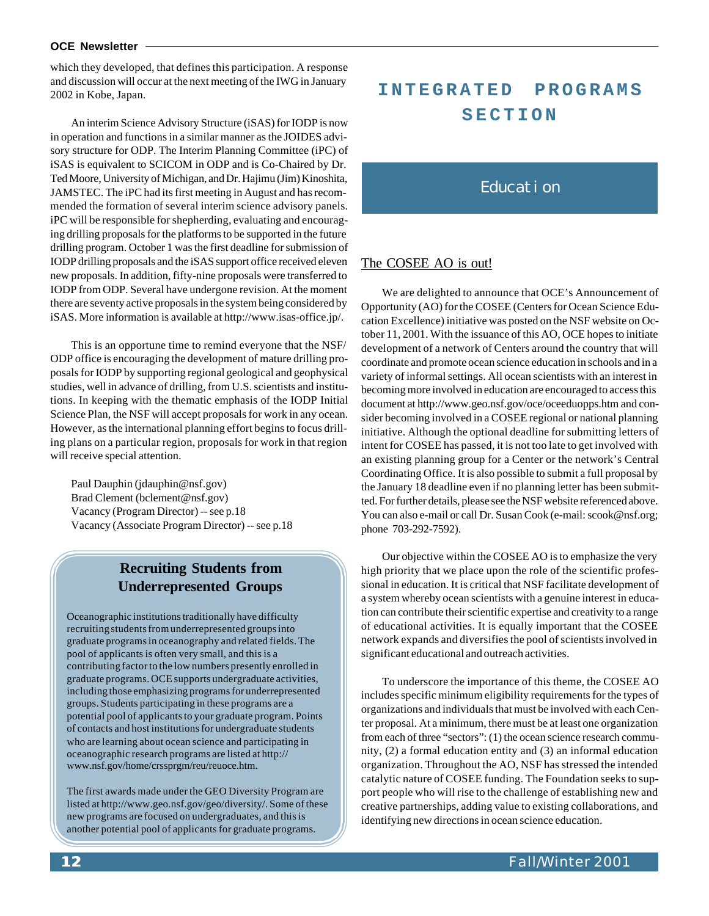which they developed, that defines this participation. A response and discussion will occur at the next meeting of the IWG in January 2002 in Kobe, Japan.

An interim Science Advisory Structure (iSAS) for IODP is now in operation and functions in a similar manner as the JOIDES advisory structure for ODP. The Interim Planning Committee (iPC) of iSAS is equivalent to SCICOM in ODP and is Co-Chaired by Dr. Ted Moore, University of Michigan, and Dr. Hajimu (Jim) Kinoshita, JAMSTEC. The iPC had its first meeting in August and has recommended the formation of several interim science advisory panels. iPC will be responsible for shepherding, evaluating and encouraging drilling proposals for the platforms to be supported in the future drilling program. October 1 was the first deadline for submission of IODP drilling proposals and the iSAS support office received eleven new proposals. In addition, fifty-nine proposals were transferred to IODP from ODP. Several have undergone revision. At the moment there are seventy active proposals in the system being considered by iSAS. More information is available at http://www.isas-office.jp/.

This is an opportune time to remind everyone that the NSF/ODP office is encouraging the development of mature drilling proposals for IODP by supporting regional geological and geophysical studies, well in advance of drilling, from U.S. scientists and institutions. In keeping with the thematic emphasis of the IODP Initial Science Plan, the NSF will accept proposals for work in any ocean. However, as the international planning effort begins to focus drilling plans on a particular region, proposals for work in that region will receive special attention.

Paul Dauphin (jdauphin@nsf.gov)
Brad Clement (bclement@nsf.gov)
Vacancy (Program Director) -- see p.18
Vacancy (Associate Program Director) -- see p.18

### Recruiting Students from Underrepresented Groups

Oceanographic institutions traditionally have difficulty recruiting students from underrepresented groups into graduate programs in oceanography and related fields. The pool of applicants is often very small, and this is a contributing factor to the low numbers presently enrolled in graduate programs. OCE supports undergraduate activities, including those emphasizing programs for underrepresented groups. Students participating in these programs are a potential pool of applicants to your graduate program. Points of contacts and host institutions for undergraduate students who are learning about ocean science and participating in oceanographic research programs are listed at http://www.nsf.gov/home/crssprgm/reu/reuoce.htm.

The first awards made under the GEO Diversity Program are listed at http://www.geo.nsf.gov/geo/diversity/. Some of these new programs are focused on undergraduates, and this is another potential pool of applicants for graduate programs.

# INTEGRATED PROGRAMS SECTION

## Education

### The COSEE AO is out!

We are delighted to announce that OCE's Announcement of Opportunity (AO) for the COSEE (Centers for Ocean Science Education Excellence) initiative was posted on the NSF website on October 11, 2001. With the issuance of this AO, OCE hopes to initiate development of a network of Centers around the country that will coordinate and promote ocean science education in schools and in a variety of informal settings. All ocean scientists with an interest in becoming more involved in education are encouraged to access this document at http://www.geo.nsf.gov/oce/oceeduopps.htm and consider becoming involved in a COSEE regional or national planning initiative. Although the optional deadline for submitting letters of intent for COSEE has passed, it is not too late to get involved with an existing planning group for a Center or the network's Central Coordinating Office. It is also possible to submit a full proposal by the January 18 deadline even if no planning letter has been submitted. For further details, please see the NSF website referenced above. You can also e-mail or call Dr. Susan Cook (e-mail: scook@nsf.org; phone 703-292-7592).

Our objective within the COSEE AO is to emphasize the very high priority that we place upon the role of the scientific professional in education. It is critical that NSF facilitate development of a system whereby ocean scientists with a genuine interest in education can contribute their scientific expertise and creativity to a range of educational activities. It is equally important that the COSEE network expands and diversifies the pool of scientists involved in significant educational and outreach activities.

To underscore the importance of this theme, the COSEE AO includes specific minimum eligibility requirements for the types of organizations and individuals that must be involved with each Center proposal. At a minimum, there must be at least one organization from each of three "sectors": (1) the ocean science research community, (2) a formal education entity and (3) an informal education organization. Throughout the AO, NSF has stressed the intended catalytic nature of COSEE funding. The Foundation seeks to support people who will rise to the challenge of establishing new and creative partnerships, adding value to existing collaborations, and identifying new directions in ocean science education.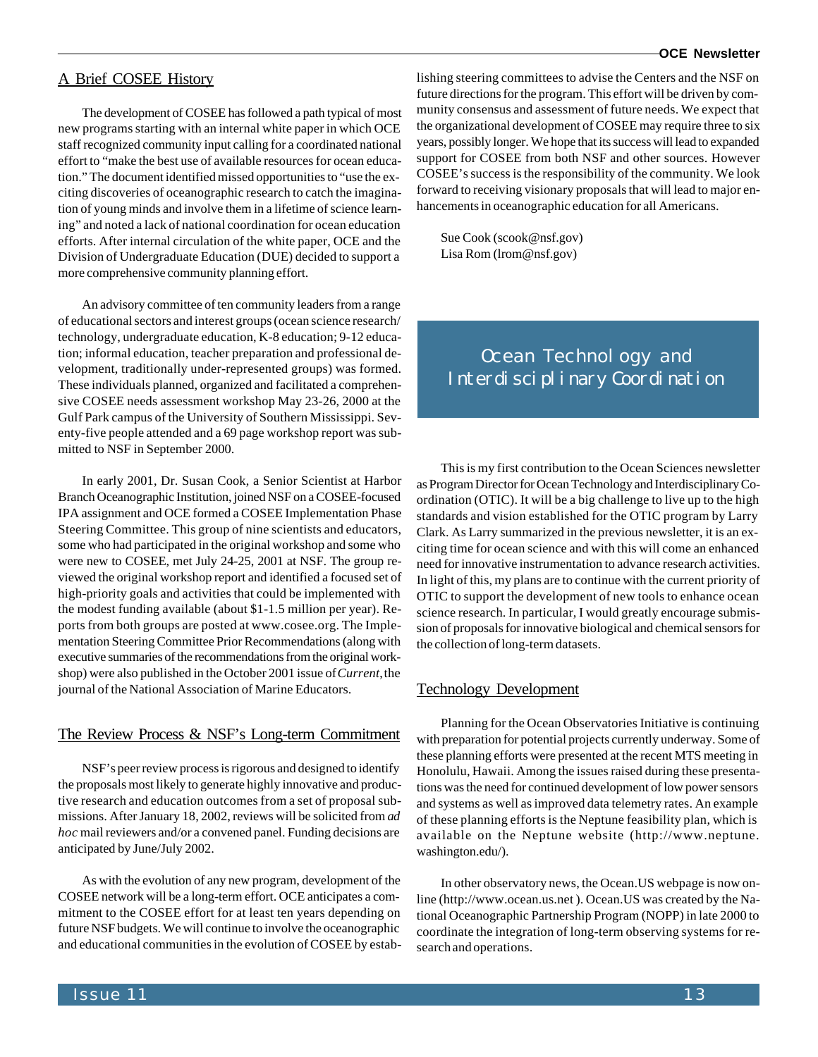## A Brief COSEE History

The development of COSEE has followed a path typical of most new programs starting with an internal white paper in which OCE staff recognized community input calling for a coordinated national effort to "make the best use of available resources for ocean education." The document identified missed opportunities to "use the exciting discoveries of oceanographic research to catch the imagination of young minds and involve them in a lifetime of science learning" and noted a lack of national coordination for ocean education efforts. After internal circulation of the white paper, OCE and the Division of Undergraduate Education (DUE) decided to support a more comprehensive community planning effort.

An advisory committee of ten community leaders from a range of educational sectors and interest groups (ocean science research/ technology, undergraduate education, K-8 education; 9-12 education; informal education, teacher preparation and professional development, traditionally under-represented groups) was formed. These individuals planned, organized and facilitated a comprehensive COSEE needs assessment workshop May 23-26, 2000 at the Gulf Park campus of the University of Southern Mississippi. Seventy-five people attended and a 69 page workshop report was submitted to NSF in September 2000.

In early 2001, Dr. Susan Cook, a Senior Scientist at Harbor Branch Oceanographic Institution, joined NSF on a COSEE-focused IPA assignment and OCE formed a COSEE Implementation Phase Steering Committee. This group of nine scientists and educators, some who had participated in the original workshop and some who were new to COSEE, met July 24-25, 2001 at NSF. The group reviewed the original workshop report and identified a focused set of high-priority goals and activities that could be implemented with the modest funding available (about $1-1.5 million per year). Reports from both groups are posted at www.cosee.org. The Implementation Steering Committee Prior Recommendations (along with executive summaries of the recommendations from the original workshop) were also published in the October 2001 issue of *Current*, the journal of the National Association of Marine Educators.

## The Review Process & NSF's Long-term Commitment

NSF's peer review process is rigorous and designed to identify the proposals most likely to generate highly innovative and productive research and education outcomes from a set of proposal submissions. After January 18, 2002, reviews will be solicited from *ad hoc* mail reviewers and/or a convened panel. Funding decisions are anticipated by June/July 2002.

As with the evolution of any new program, development of the COSEE network will be a long-term effort. OCE anticipates a commitment to the COSEE effort for at least ten years depending on future NSF budgets. We will continue to involve the oceanographic and educational communities in the evolution of COSEE by establishing steering committees to advise the Centers and the NSF on future directions for the program. This effort will be driven by community consensus and assessment of future needs. We expect that the organizational development of COSEE may require three to six years, possibly longer. We hope that its success will lead to expanded support for COSEE from both NSF and other sources. However COSEE's success is the responsibility of the community. We look forward to receiving visionary proposals that will lead to major enhancements in oceanographic education for all Americans.

Sue Cook (scook@nsf.gov)
Lisa Rom (lrom@nsf.gov)

# Ocean Technology and Interdisciplinary Coordination

This is my first contribution to the Ocean Sciences newsletter as Program Director for Ocean Technology and Interdisciplinary Coordination (OTIC). It will be a big challenge to live up to the high standards and vision established for the OTIC program by Larry Clark. As Larry summarized in the previous newsletter, it is an exciting time for ocean science and with this will come an enhanced need for innovative instrumentation to advance research activities. In light of this, my plans are to continue with the current priority of OTIC to support the development of new tools to enhance ocean science research. In particular, I would greatly encourage submission of proposals for innovative biological and chemical sensors for the collection of long-term datasets.

## Technology Development

Planning for the Ocean Observatories Initiative is continuing with preparation for potential projects currently underway. Some of these planning efforts were presented at the recent MTS meeting in Honolulu, Hawaii. Among the issues raised during these presentations was the need for continued development of low power sensors and systems as well as improved data telemetry rates. An example of these planning efforts is the Neptune feasibility plan, which is available on the Neptune website (http://www.neptune.washington.edu/).

In other observatory news, the Ocean.US webpage is now online (http://www.ocean.us.net ). Ocean.US was created by the National Oceanographic Partnership Program (NOPP) in late 2000 to coordinate the integration of long-term observing systems for research and operations.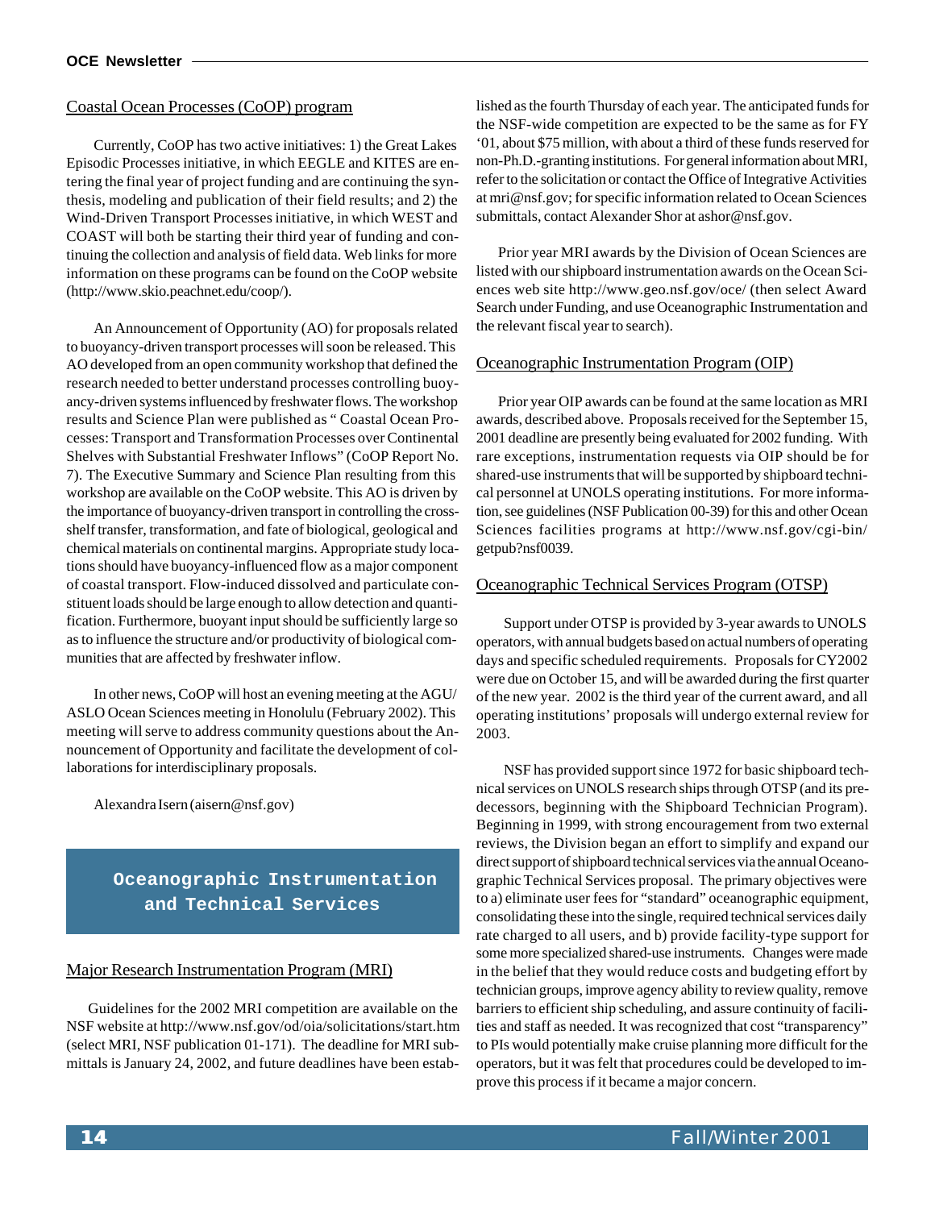## Coastal Ocean Processes (CoOP) program

Currently, CoOP has two active initiatives: 1) the Great Lakes Episodic Processes initiative, in which EEGLE and KITES are entering the final year of project funding and are continuing the synthesis, modeling and publication of their field results; and 2) the Wind-Driven Transport Processes initiative, in which WEST and COAST will both be starting their third year of funding and continuing the collection and analysis of field data. Web links for more information on these programs can be found on the CoOP website (http://www.skio.peachnet.edu/coop/).

An Announcement of Opportunity (AO) for proposals related to buoyancy-driven transport processes will soon be released. This AO developed from an open community workshop that defined the research needed to better understand processes controlling buoyancy-driven systems influenced by freshwater flows. The workshop results and Science Plan were published as " Coastal Ocean Processes: Transport and Transformation Processes over Continental Shelves with Substantial Freshwater Inflows" (CoOP Report No. 7). The Executive Summary and Science Plan resulting from this workshop are available on the CoOP website. This AO is driven by the importance of buoyancy-driven transport in controlling the cross-shelf transfer, transformation, and fate of biological, geological and chemical materials on continental margins. Appropriate study locations should have buoyancy-influenced flow as a major component of coastal transport. Flow-induced dissolved and particulate constituent loads should be large enough to allow detection and quantification. Furthermore, buoyant input should be sufficiently large so as to influence the structure and/or productivity of biological communities that are affected by freshwater inflow.

In other news, CoOP will host an evening meeting at the AGU/ASLO Ocean Sciences meeting in Honolulu (February 2002). This meeting will serve to address community questions about the Announcement of Opportunity and facilitate the development of collaborations for interdisciplinary proposals.

Alexandra Isern (aisern@nsf.gov)

# Oceanographic Instrumentation and Technical Services

## Major Research Instrumentation Program (MRI)

Guidelines for the 2002 MRI competition are available on the NSF website at http://www.nsf.gov/od/oia/solicitations/start.htm (select MRI, NSF publication 01-171). The deadline for MRI submittals is January 24, 2002, and future deadlines have been established as the fourth Thursday of each year. The anticipated funds for the NSF-wide competition are expected to be the same as for FY '01, about $75 million, with about a third of these funds reserved for non-Ph.D.-granting institutions. For general information about MRI, refer to the solicitation or contact the Office of Integrative Activities at mri@nsf.gov; for specific information related to Ocean Sciences submittals, contact Alexander Shor at ashor@nsf.gov.

Prior year MRI awards by the Division of Ocean Sciences are listed with our shipboard instrumentation awards on the Ocean Sciences web site http://www.geo.nsf.gov/oce/ (then select Award Search under Funding, and use Oceanographic Instrumentation and the relevant fiscal year to search).

## Oceanographic Instrumentation Program (OIP)

Prior year OIP awards can be found at the same location as MRI awards, described above. Proposals received for the September 15, 2001 deadline are presently being evaluated for 2002 funding. With rare exceptions, instrumentation requests via OIP should be for shared-use instruments that will be supported by shipboard technical personnel at UNOLS operating institutions. For more information, see guidelines (NSF Publication 00-39) for this and other Ocean Sciences facilities programs at http://www.nsf.gov/cgi-bin/getpub?nsf0039.

## Oceanographic Technical Services Program (OTSP)

Support under OTSP is provided by 3-year awards to UNOLS operators, with annual budgets based on actual numbers of operating days and specific scheduled requirements. Proposals for CY2002 were due on October 15, and will be awarded during the first quarter of the new year. 2002 is the third year of the current award, and all operating institutions' proposals will undergo external review for 2003.

NSF has provided support since 1972 for basic shipboard technical services on UNOLS research ships through OTSP (and its predecessors, beginning with the Shipboard Technician Program). Beginning in 1999, with strong encouragement from two external reviews, the Division began an effort to simplify and expand our direct support of shipboard technical services via the annual Oceanographic Technical Services proposal. The primary objectives were to a) eliminate user fees for "standard" oceanographic equipment, consolidating these into the single, required technical services daily rate charged to all users, and b) provide facility-type support for some more specialized shared-use instruments. Changes were made in the belief that they would reduce costs and budgeting effort by technician groups, improve agency ability to review quality, remove barriers to efficient ship scheduling, and assure continuity of facilities and staff as needed. It was recognized that cost "transparency" to PIs would potentially make cruise planning more difficult for the operators, but it was felt that procedures could be developed to improve this process if it became a major concern.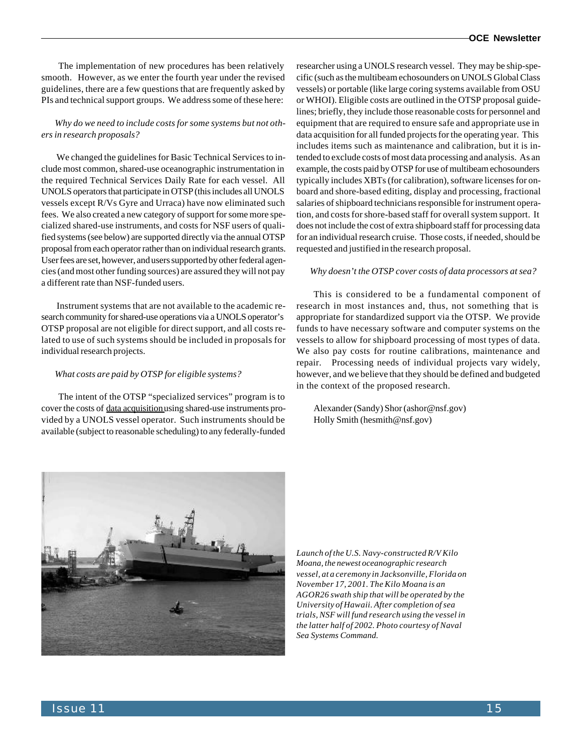The implementation of new procedures has been relatively smooth. However, as we enter the fourth year under the revised guidelines, there are a few questions that are frequently asked by PIs and technical support groups. We address some of these here:

*Why do we need to include costs for some systems but not others in research proposals?*

We changed the guidelines for Basic Technical Services to include most common, shared-use oceanographic instrumentation in the required Technical Services Daily Rate for each vessel. All UNOLS operators that participate in OTSP (this includes all UNOLS vessels except R/Vs Gyre and Urraca) have now eliminated such fees. We also created a new category of support for some more specialized shared-use instruments, and costs for NSF users of qualified systems (see below) are supported directly via the annual OTSP proposal from each operator rather than on individual research grants. User fees are set, however, and users supported by other federal agencies (and most other funding sources) are assured they will not pay a different rate than NSF-funded users.

Instrument systems that are not available to the academic research community for shared-use operations via a UNOLS operator's OTSP proposal are not eligible for direct support, and all costs related to use of such systems should be included in proposals for individual research projects.

*What costs are paid by OTSP for eligible systems?*

The intent of the OTSP "specialized services" program is to cover the costs of data acquisition using shared-use instruments provided by a UNOLS vessel operator. Such instruments should be available (subject to reasonable scheduling) to any federally-funded researcher using a UNOLS research vessel. They may be ship-specific (such as the multibeam echosounders on UNOLS Global Class vessels) or portable (like large coring systems available from OSU or WHOI). Eligible costs are outlined in the OTSP proposal guidelines; briefly, they include those reasonable costs for personnel and equipment that are required to ensure safe and appropriate use in data acquisition for all funded projects for the operating year. This includes items such as maintenance and calibration, but it is intended to exclude costs of most data processing and analysis. As an example, the costs paid by OTSP for use of multibeam echosounders typically includes XBTs (for calibration), software licenses for onboard and shore-based editing, display and processing, fractional salaries of shipboard technicians responsible for instrument operation, and costs for shore-based staff for overall system support. It does not include the cost of extra shipboard staff for processing data for an individual research cruise. Those costs, if needed, should be requested and justified in the research proposal.

*Why doesn't the OTSP cover costs of data processors at sea?*

This is considered to be a fundamental component of research in most instances and, thus, not something that is appropriate for standardized support via the OTSP. We provide funds to have necessary software and computer systems on the vessels to allow for shipboard processing of most types of data. We also pay costs for routine calibrations, maintenance and repair. Processing needs of individual projects vary widely, however, and we believe that they should be defined and budgeted in the context of the proposed research.

Alexander (Sandy) Shor (ashor@nsf.gov)
Holly Smith (hesmith@nsf.gov)

*Launch of the U.S. Navy-constructed R/V Kilo Moana, the newest oceanographic research vessel, at a ceremony in Jacksonville, Florida on November 17, 2001. The Kilo Moana is an AGOR26 swath ship that will be operated by the University of Hawaii. After completion of sea trials, NSF will fund research using the vessel in the latter half of 2002. Photo courtesy of Naval Sea Systems Command.*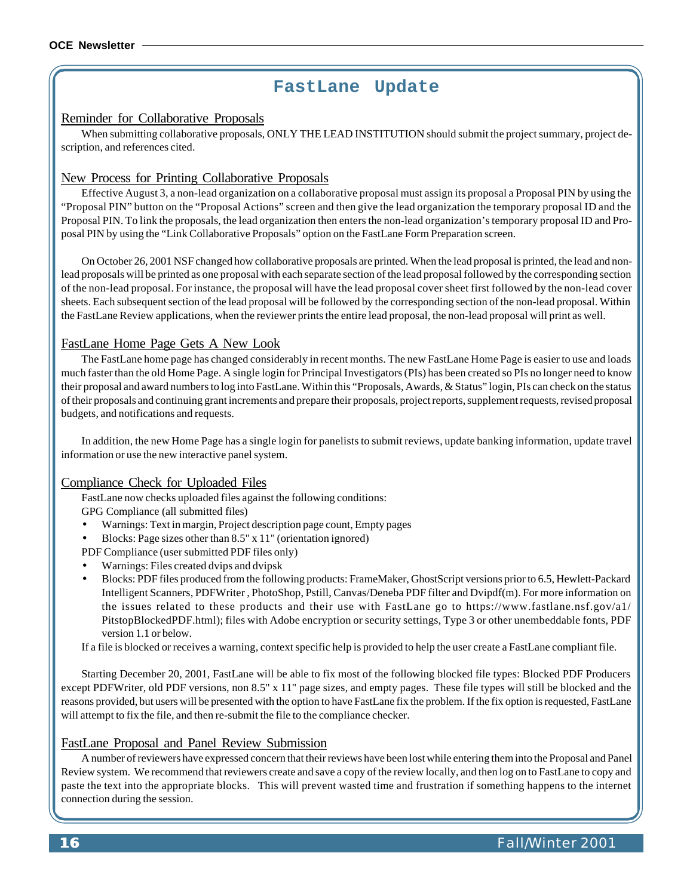# FastLane Update

## Reminder for Collaborative Proposals

When submitting collaborative proposals, ONLY THE LEAD INSTITUTION should submit the project summary, project description, and references cited.

## New Process for Printing Collaborative Proposals

Effective August 3, a non-lead organization on a collaborative proposal must assign its proposal a Proposal PIN by using the “Proposal PIN” button on the “Proposal Actions” screen and then give the lead organization the temporary proposal ID and the Proposal PIN. To link the proposals, the lead organization then enters the non-lead organization’s temporary proposal ID and Proposal PIN by using the “Link Collaborative Proposals” option on the FastLane Form Preparation screen.

On October 26, 2001 NSF changed how collaborative proposals are printed. When the lead proposal is printed, the lead and non-lead proposals will be printed as one proposal with each separate section of the lead proposal followed by the corresponding section of the non-lead proposal. For instance, the proposal will have the lead proposal cover sheet first followed by the non-lead cover sheets. Each subsequent section of the lead proposal will be followed by the corresponding section of the non-lead proposal. Within the FastLane Review applications, when the reviewer prints the entire lead proposal, the non-lead proposal will print as well.

## FastLane Home Page Gets A New Look

The FastLane home page has changed considerably in recent months. The new FastLane Home Page is easier to use and loads much faster than the old Home Page. A single login for Principal Investigators (PIs) has been created so PIs no longer need to know their proposal and award numbers to log into FastLane. Within this “Proposals, Awards, & Status” login, PIs can check on the status of their proposals and continuing grant increments and prepare their proposals, project reports, supplement requests, revised proposal budgets, and notifications and requests.

In addition, the new Home Page has a single login for panelists to submit reviews, update banking information, update travel information or use the new interactive panel system.

## Compliance Check for Uploaded Files

FastLane now checks uploaded files against the following conditions:

GPG Compliance (all submitted files)

- Warnings: Text in margin, Project description page count, Empty pages
- Blocks: Page sizes other than 8.5" x 11" (orientation ignored)

PDF Compliance (user submitted PDF files only)

- Warnings: Files created dvips and dvipsk
- Blocks: PDF files produced from the following products: FrameMaker, GhostScript versions prior to 6.5, Hewlett-Packard Intelligent Scanners, PDFWriter , PhotoShop, Pstill, Canvas/Deneba PDF filter and Dvipdf(m). For more information on the issues related to these products and their use with FastLane go to https://www.fastlane.nsf.gov/a1/PitstopBlockedPDF.html); files with Adobe encryption or security settings, Type 3 or other unembeddable fonts, PDF version 1.1 or below.

If a file is blocked or receives a warning, context specific help is provided to help the user create a FastLane compliant file.

Starting December 20, 2001, FastLane will be able to fix most of the following blocked file types: Blocked PDF Producers except PDFWriter, old PDF versions, non 8.5" x 11" page sizes, and empty pages. These file types will still be blocked and the reasons provided, but users will be presented with the option to have FastLane fix the problem. If the fix option is requested, FastLane will attempt to fix the file, and then re-submit the file to the compliance checker.

## FastLane Proposal and Panel Review Submission

A number of reviewers have expressed concern that their reviews have been lost while entering them into the Proposal and Panel Review system. We recommend that reviewers create and save a copy of the review locally, and then log on to FastLane to copy and paste the text into the appropriate blocks. This will prevent wasted time and frustration if something happens to the internet connection during the session.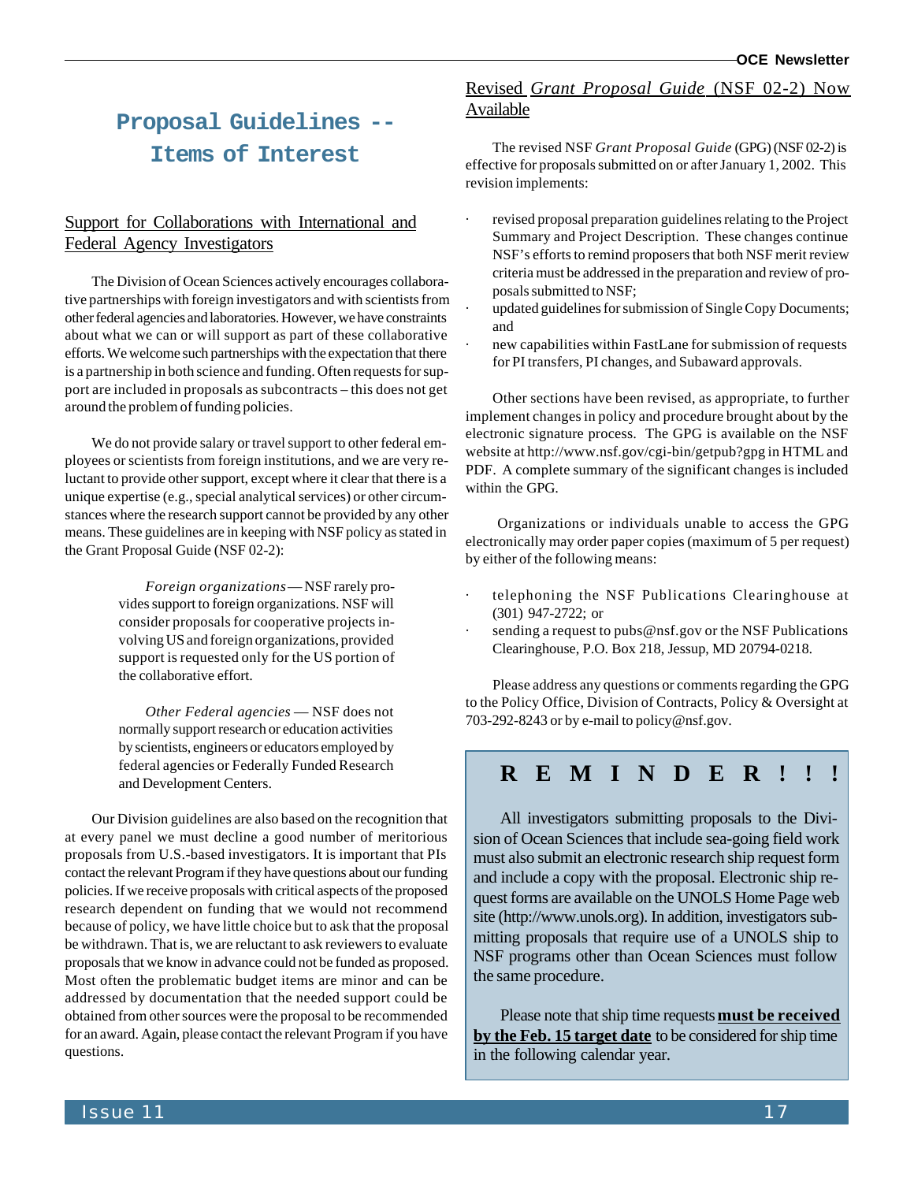# Proposal Guidelines -- Items of Interest

## Support for Collaborations with International and Federal Agency Investigators

The Division of Ocean Sciences actively encourages collaborative partnerships with foreign investigators and with scientists from other federal agencies and laboratories. However, we have constraints about what we can or will support as part of these collaborative efforts. We welcome such partnerships with the expectation that there is a partnership in both science and funding. Often requests for support are included in proposals as subcontracts – this does not get around the problem of funding policies.

We do not provide salary or travel support to other federal employees or scientists from foreign institutions, and we are very reluctant to provide other support, except where it clear that there is a unique expertise (e.g., special analytical services) or other circumstances where the research support cannot be provided by any other means. These guidelines are in keeping with NSF policy as stated in the Grant Proposal Guide (NSF 02-2):

> *Foreign organizations* — NSF rarely provides support to foreign organizations. NSF will consider proposals for cooperative projects involving US and foreign organizations, provided support is requested only for the US portion of the collaborative effort.
>
> *Other Federal agencies* — NSF does not normally support research or education activities by scientists, engineers or educators employed by federal agencies or Federally Funded Research and Development Centers.

Our Division guidelines are also based on the recognition that at every panel we must decline a good number of meritorious proposals from U.S.-based investigators. It is important that PIs contact the relevant Program if they have questions about our funding policies. If we receive proposals with critical aspects of the proposed research dependent on funding that we would not recommend because of policy, we have little choice but to ask that the proposal be withdrawn. That is, we are reluctant to ask reviewers to evaluate proposals that we know in advance could not be funded as proposed. Most often the problematic budget items are minor and can be addressed by documentation that the needed support could be obtained from other sources were the proposal to be recommended for an award. Again, please contact the relevant Program if you have questions.

## Revised *Grant Proposal Guide* (NSF 02-2) Now Available

The revised NSF *Grant Proposal Guide* (GPG) (NSF 02-2) is effective for proposals submitted on or after January 1, 2002. This revision implements:

- revised proposal preparation guidelines relating to the Project Summary and Project Description. These changes continue NSF's efforts to remind proposers that both NSF merit review criteria must be addressed in the preparation and review of proposals submitted to NSF;
- updated guidelines for submission of Single Copy Documents; and
- new capabilities within FastLane for submission of requests for PI transfers, PI changes, and Subaward approvals.

Other sections have been revised, as appropriate, to further implement changes in policy and procedure brought about by the electronic signature process. The GPG is available on the NSF website at http://www.nsf.gov/cgi-bin/getpub?gpg in HTML and PDF. A complete summary of the significant changes is included within the GPG.

Organizations or individuals unable to access the GPG electronically may order paper copies (maximum of 5 per request) by either of the following means:

- telephoning the NSF Publications Clearinghouse at (301) 947-2722; or
- sending a request to pubs@nsf.gov or the NSF Publications Clearinghouse, P.O. Box 218, Jessup, MD 20794-0218.

Please address any questions or comments regarding the GPG to the Policy Office, Division of Contracts, Policy & Oversight at 703-292-8243 or by e-mail to policy@nsf.gov.

## R E M I N D E R ! ! !

All investigators submitting proposals to the Division of Ocean Sciences that include sea-going field work must also submit an electronic research ship request form and include a copy with the proposal. Electronic ship request forms are available on the UNOLS Home Page web site (http://www.unols.org). In addition, investigators submitting proposals that require use of a UNOLS ship to NSF programs other than Ocean Sciences must follow the same procedure.

Please note that ship time requests **must be received by the Feb. 15 target date** to be considered for ship time in the following calendar year.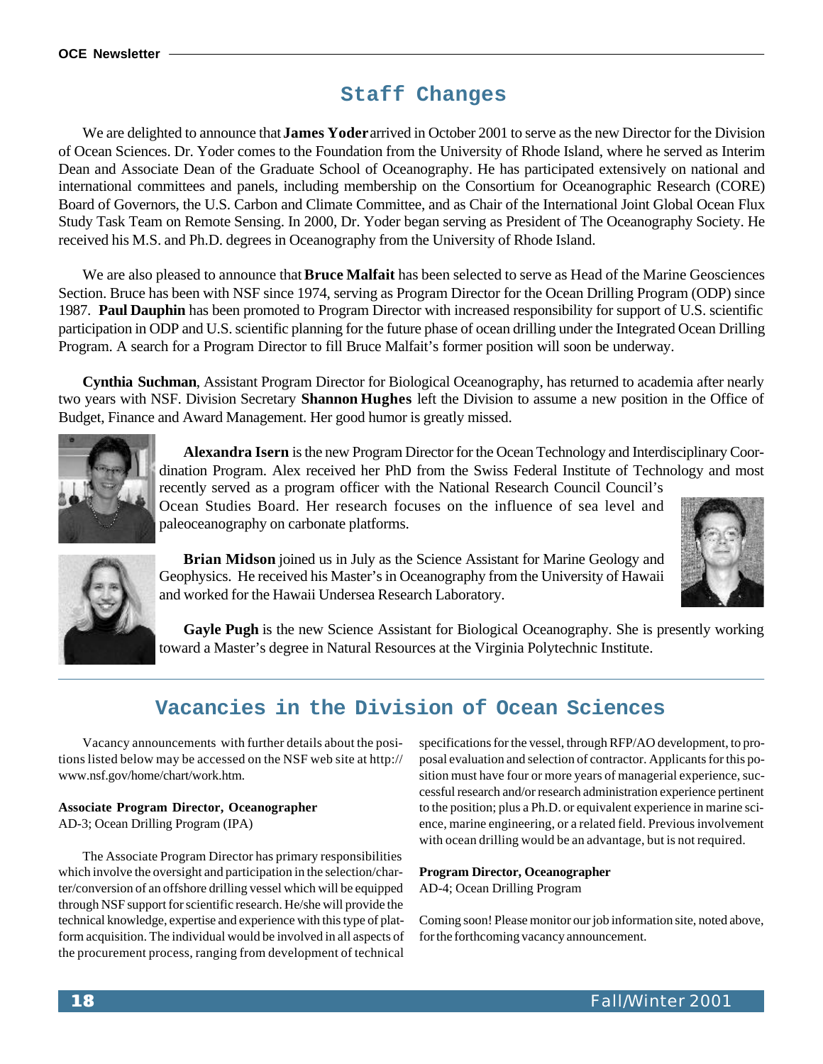# Staff Changes

We are delighted to announce that **James Yoder** arrived in October 2001 to serve as the new Director for the Division of Ocean Sciences. Dr. Yoder comes to the Foundation from the University of Rhode Island, where he served as Interim Dean and Associate Dean of the Graduate School of Oceanography. He has participated extensively on national and international committees and panels, including membership on the Consortium for Oceanographic Research (CORE) Board of Governors, the U.S. Carbon and Climate Committee, and as Chair of the International Joint Global Ocean Flux Study Task Team on Remote Sensing. In 2000, Dr. Yoder began serving as President of The Oceanography Society. He received his M.S. and Ph.D. degrees in Oceanography from the University of Rhode Island.

We are also pleased to announce that **Bruce Malfait** has been selected to serve as Head of the Marine Geosciences Section. Bruce has been with NSF since 1974, serving as Program Director for the Ocean Drilling Program (ODP) since 1987. **Paul Dauphin** has been promoted to Program Director with increased responsibility for support of U.S. scientific participation in ODP and U.S. scientific planning for the future phase of ocean drilling under the Integrated Ocean Drilling Program. A search for a Program Director to fill Bruce Malfait's former position will soon be underway.

**Cynthia Suchman**, Assistant Program Director for Biological Oceanography, has returned to academia after nearly two years with NSF. Division Secretary **Shannon Hughes** left the Division to assume a new position in the Office of Budget, Finance and Award Management. Her good humor is greatly missed.

**Alexandra Isern** is the new Program Director for the Ocean Technology and Interdisciplinary Coordination Program. Alex received her PhD from the Swiss Federal Institute of Technology and most recently served as a program officer with the National Research Council Council's Ocean Studies Board. Her research focuses on the influence of sea level and paleoceanography on carbonate platforms.

**Brian Midson** joined us in July as the Science Assistant for Marine Geology and Geophysics. He received his Master's in Oceanography from the University of Hawaii and worked for the Hawaii Undersea Research Laboratory.

**Gayle Pugh** is the new Science Assistant for Biological Oceanography. She is presently working toward a Master's degree in Natural Resources at the Virginia Polytechnic Institute.

# Vacancies in the Division of Ocean Sciences

Vacancy announcements with further details about the positions listed below may be accessed on the NSF web site at http://www.nsf.gov/home/chart/work.htm.

**Associate Program Director, Oceanographer**
AD-3; Ocean Drilling Program (IPA)

The Associate Program Director has primary responsibilities which involve the oversight and participation in the selection/charter/conversion of an offshore drilling vessel which will be equipped through NSF support for scientific research. He/she will provide the technical knowledge, expertise and experience with this type of platform acquisition. The individual would be involved in all aspects of the procurement process, ranging from development of technical specifications for the vessel, through RFP/AO development, to proposal evaluation and selection of contractor. Applicants for this position must have four or more years of managerial experience, successful research and/or research administration experience pertinent to the position; plus a Ph.D. or equivalent experience in marine science, marine engineering, or a related field. Previous involvement with ocean drilling would be an advantage, but is not required.

**Program Director, Oceanographer**
AD-4; Ocean Drilling Program

Coming soon! Please monitor our job information site, noted above, for the forthcoming vacancy announcement.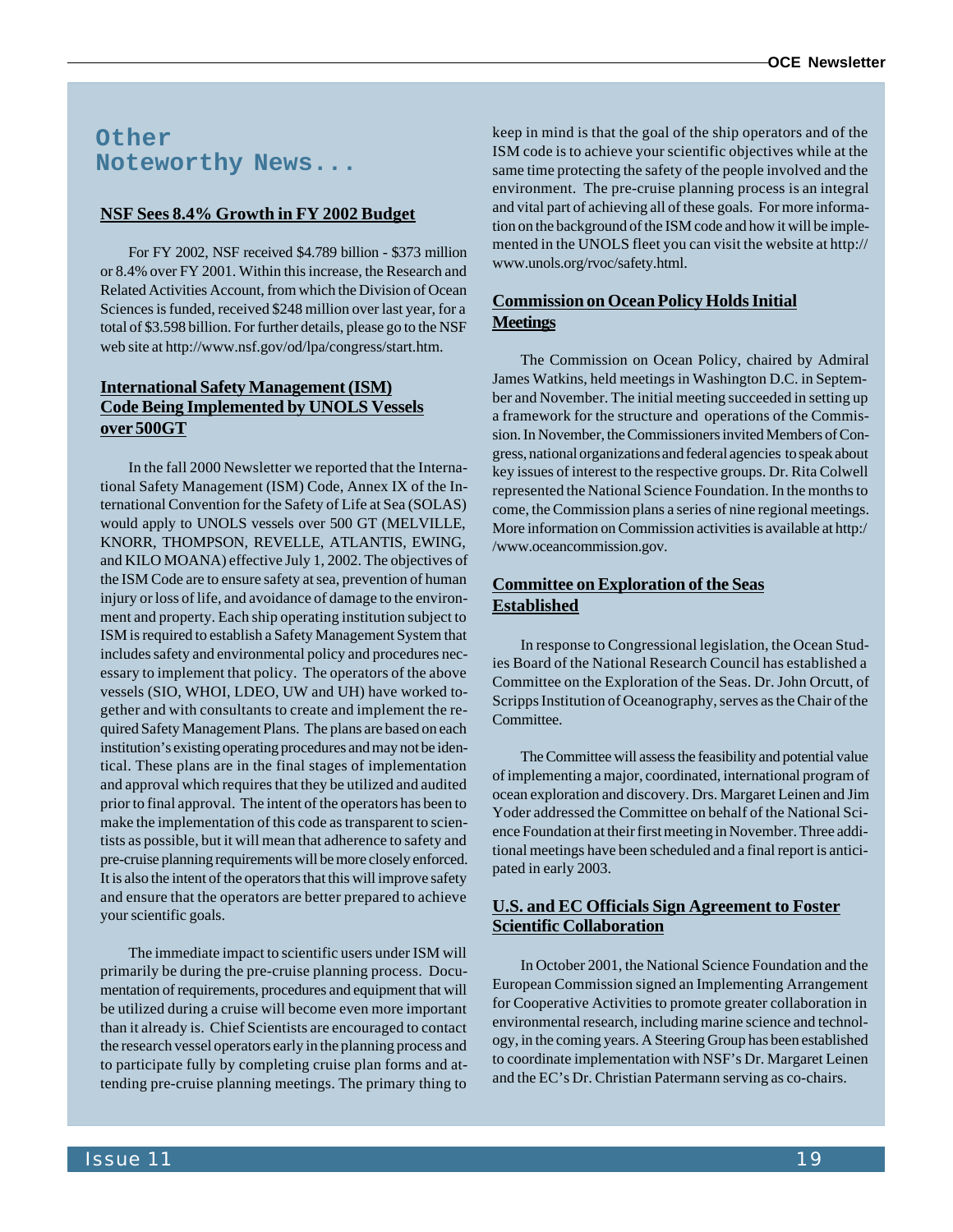# Other Noteworthy News...

## NSF Sees 8.4% Growth in FY 2002 Budget

For FY 2002, NSF received $4.789 billion - $373 million or 8.4% over FY 2001. Within this increase, the Research and Related Activities Account, from which the Division of Ocean Sciences is funded, received $248 million over last year, for a total of $3.598 billion. For further details, please go to the NSF web site at http://www.nsf.gov/od/lpa/congress/start.htm.

## International Safety Management (ISM) Code Being Implemented by UNOLS Vessels over 500GT

In the fall 2000 Newsletter we reported that the International Safety Management (ISM) Code, Annex IX of the International Convention for the Safety of Life at Sea (SOLAS) would apply to UNOLS vessels over 500 GT (MELVILLE, KNORR, THOMPSON, REVELLE, ATLANTIS, EWING, and KILO MOANA) effective July 1, 2002. The objectives of the ISM Code are to ensure safety at sea, prevention of human injury or loss of life, and avoidance of damage to the environment and property. Each ship operating institution subject to ISM is required to establish a Safety Management System that includes safety and environmental policy and procedures necessary to implement that policy. The operators of the above vessels (SIO, WHOI, LDEO, UW and UH) have worked together and with consultants to create and implement the required Safety Management Plans. The plans are based on each institution's existing operating procedures and may not be identical. These plans are in the final stages of implementation and approval which requires that they be utilized and audited prior to final approval. The intent of the operators has been to make the implementation of this code as transparent to scientists as possible, but it will mean that adherence to safety and pre-cruise planning requirements will be more closely enforced. It is also the intent of the operators that this will improve safety and ensure that the operators are better prepared to achieve your scientific goals.

The immediate impact to scientific users under ISM will primarily be during the pre-cruise planning process. Documentation of requirements, procedures and equipment that will be utilized during a cruise will become even more important than it already is. Chief Scientists are encouraged to contact the research vessel operators early in the planning process and to participate fully by completing cruise plan forms and attending pre-cruise planning meetings. The primary thing to keep in mind is that the goal of the ship operators and of the ISM code is to achieve your scientific objectives while at the same time protecting the safety of the people involved and the environment. The pre-cruise planning process is an integral and vital part of achieving all of these goals. For more information on the background of the ISM code and how it will be implemented in the UNOLS fleet you can visit the website at http://www.unols.org/rvoc/safety.html.

## Commission on Ocean Policy Holds Initial Meetings

The Commission on Ocean Policy, chaired by Admiral James Watkins, held meetings in Washington D.C. in September and November. The initial meeting succeeded in setting up a framework for the structure and operations of the Commission. In November, the Commissioners invited Members of Congress, national organizations and federal agencies to speak about key issues of interest to the respective groups. Dr. Rita Colwell represented the National Science Foundation. In the months to come, the Commission plans a series of nine regional meetings. More information on Commission activities is available at http://www.oceancommission.gov.

## Committee on Exploration of the Seas Established

In response to Congressional legislation, the Ocean Studies Board of the National Research Council has established a Committee on the Exploration of the Seas. Dr. John Orcutt, of Scripps Institution of Oceanography, serves as the Chair of the Committee.

The Committee will assess the feasibility and potential value of implementing a major, coordinated, international program of ocean exploration and discovery. Drs. Margaret Leinen and Jim Yoder addressed the Committee on behalf of the National Science Foundation at their first meeting in November. Three additional meetings have been scheduled and a final report is anticipated in early 2003.

## U.S. and EC Officials Sign Agreement to Foster Scientific Collaboration

In October 2001, the National Science Foundation and the European Commission signed an Implementing Arrangement for Cooperative Activities to promote greater collaboration in environmental research, including marine science and technology, in the coming years. A Steering Group has been established to coordinate implementation with NSF's Dr. Margaret Leinen and the EC's Dr. Christian Patermann serving as co-chairs.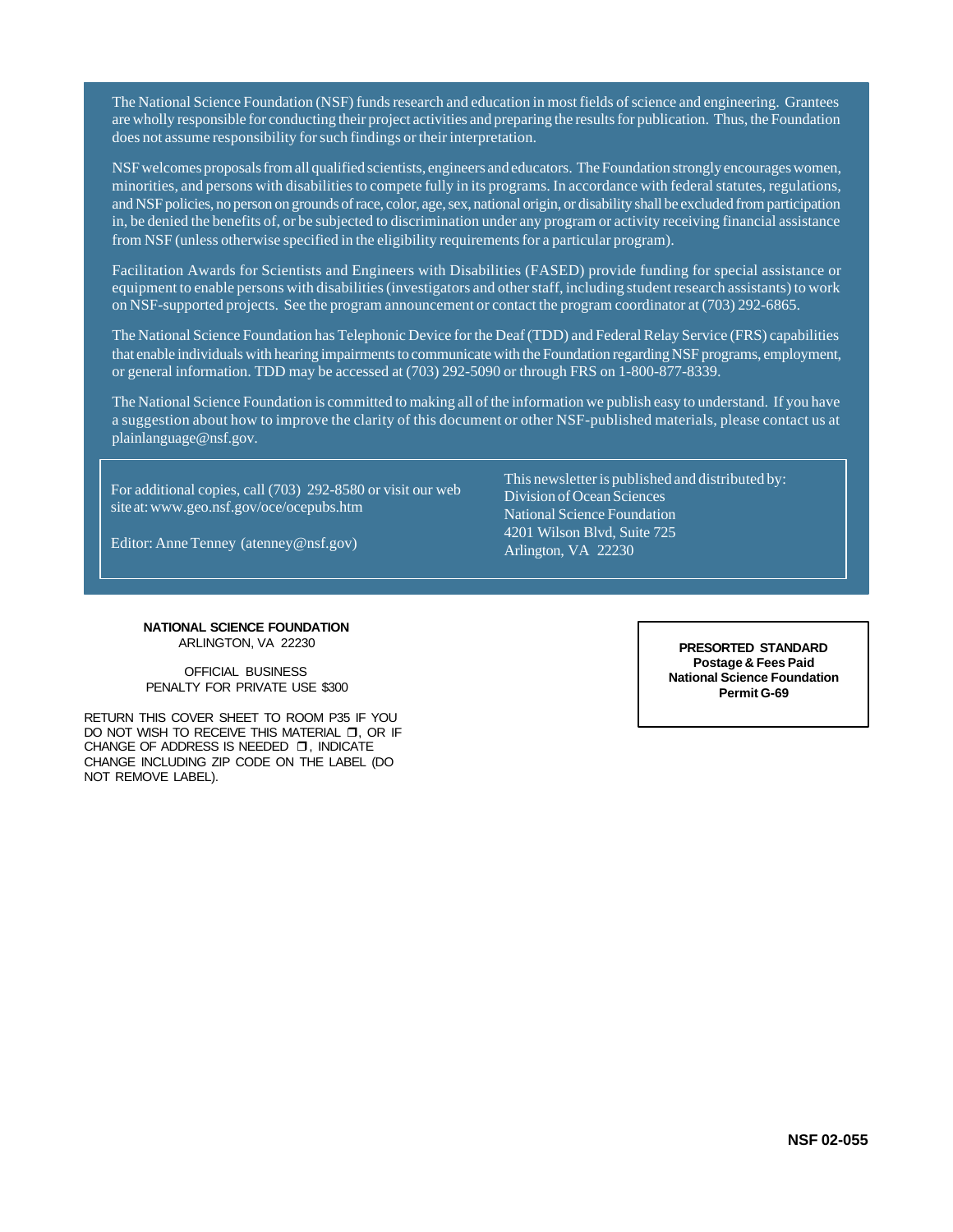The National Science Foundation (NSF) funds research and education in most fields of science and engineering. Grantees are wholly responsible for conducting their project activities and preparing the results for publication. Thus, the Foundation does not assume responsibility for such findings or their interpretation.

NSF welcomes proposals from all qualified scientists, engineers and educators. The Foundation strongly encourages women, minorities, and persons with disabilities to compete fully in its programs. In accordance with federal statutes, regulations, and NSF policies, no person on grounds of race, color, age, sex, national origin, or disability shall be excluded from participation in, be denied the benefits of, or be subjected to discrimination under any program or activity receiving financial assistance from NSF (unless otherwise specified in the eligibility requirements for a particular program).

Facilitation Awards for Scientists and Engineers with Disabilities (FASED) provide funding for special assistance or equipment to enable persons with disabilities (investigators and other staff, including student research assistants) to work on NSF-supported projects. See the program announcement or contact the program coordinator at (703) 292-6865.

The National Science Foundation has Telephonic Device for the Deaf (TDD) and Federal Relay Service (FRS) capabilities that enable individuals with hearing impairments to communicate with the Foundation regarding NSF programs, employment, or general information. TDD may be accessed at (703) 292-5090 or through FRS on 1-800-877-8339.

The National Science Foundation is committed to making all of the information we publish easy to understand. If you have a suggestion about how to improve the clarity of this document or other NSF-published materials, please contact us at plainlanguage@nsf.gov.

For additional copies, call (703) 292-8580 or visit our web site at: www.geo.nsf.gov/oce/ocepubs.htm

Editor: Anne Tenney (atenney@nsf.gov)

This newsletter is published and distributed by:
Division of Ocean Sciences
National Science Foundation
4201 Wilson Blvd, Suite 725
Arlington, VA 22230

**NATIONAL SCIENCE FOUNDATION**
ARLINGTON, VA 22230

OFFICIAL BUSINESS
PENALTY FOR PRIVATE USE $300

RETURN THIS COVER SHEET TO ROOM P35 IF YOU DO NOT WISH TO RECEIVE THIS MATERIAL ❐, OR IF CHANGE OF ADDRESS IS NEEDED ❐, INDICATE CHANGE INCLUDING ZIP CODE ON THE LABEL (DO NOT REMOVE LABEL).

**PRESORTED STANDARD**
**Postage & Fees Paid**
**National Science Foundation**
**Permit G-69**

**NSF 02-055**